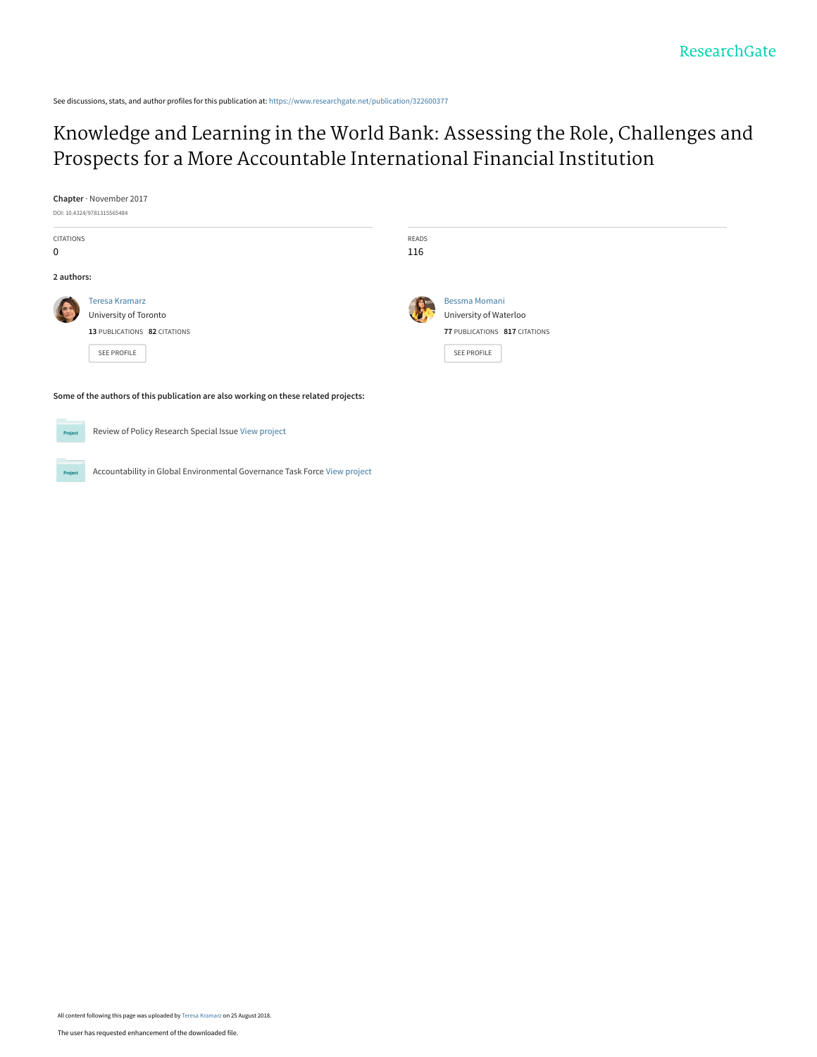See discussions, stats, and author profiles for this publication at: https://www.researchgate.net/publication/322600377

# Knowledge and Learning in the World Bank: Assessing the Role, Challenges and Prospects for a More Accountable International Financial Institution

**Chapter** · November 2017

DOI: 10.4324/9781315565484

| CITATIONS | READS |
| --- | --- |
| 0 | 116 |

**2 authors:**

**Teresa Kramarz**
University of Toronto
**13** PUBLICATIONS **82** CITATIONS
SEE PROFILE

**Bessma Momani**
University of Waterloo
**77** PUBLICATIONS **817** CITATIONS
SEE PROFILE

**Some of the authors of this publication are also working on these related projects:**

Review of Policy Research Special Issue View project

Accountability in Global Environmental Governance Task Force View project

All content following this page was uploaded by Teresa Kramarz on 25 August 2018.

The user has requested enhancement of the downloaded file.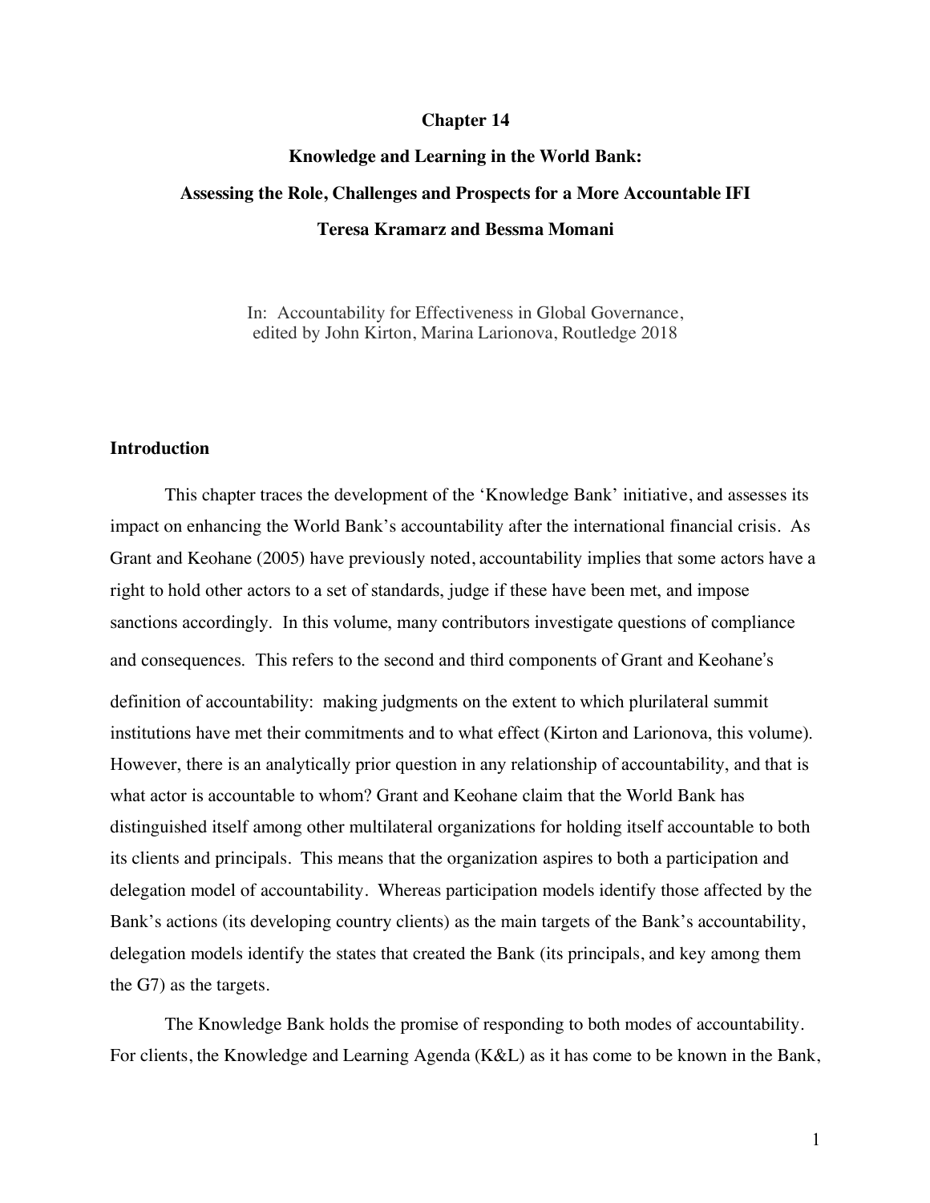## Chapter 14

## Knowledge and Learning in the World Bank:

## Assessing the Role, Challenges and Prospects for a More Accountable IFI

**Teresa Kramarz and Bessma Momani**

In: Accountability for Effectiveness in Global Governance, edited by John Kirton, Marina Larionova, Routledge 2018

### Introduction

This chapter traces the development of the 'Knowledge Bank' initiative, and assesses its impact on enhancing the World Bank's accountability after the international financial crisis. As Grant and Keohane (2005) have previously noted, accountability implies that some actors have a right to hold other actors to a set of standards, judge if these have been met, and impose sanctions accordingly. In this volume, many contributors investigate questions of compliance and consequences. This refers to the second and third components of Grant and Keohane's definition of accountability: making judgments on the extent to which plurilateral summit institutions have met their commitments and to what effect (Kirton and Larionova, this volume). However, there is an analytically prior question in any relationship of accountability, and that is what actor is accountable to whom? Grant and Keohane claim that the World Bank has distinguished itself among other multilateral organizations for holding itself accountable to both its clients and principals. This means that the organization aspires to both a participation and delegation model of accountability. Whereas participation models identify those affected by the Bank's actions (its developing country clients) as the main targets of the Bank's accountability, delegation models identify the states that created the Bank (its principals, and key among them the G7) as the targets.

The Knowledge Bank holds the promise of responding to both modes of accountability. For clients, the Knowledge and Learning Agenda (K&L) as it has come to be known in the Bank,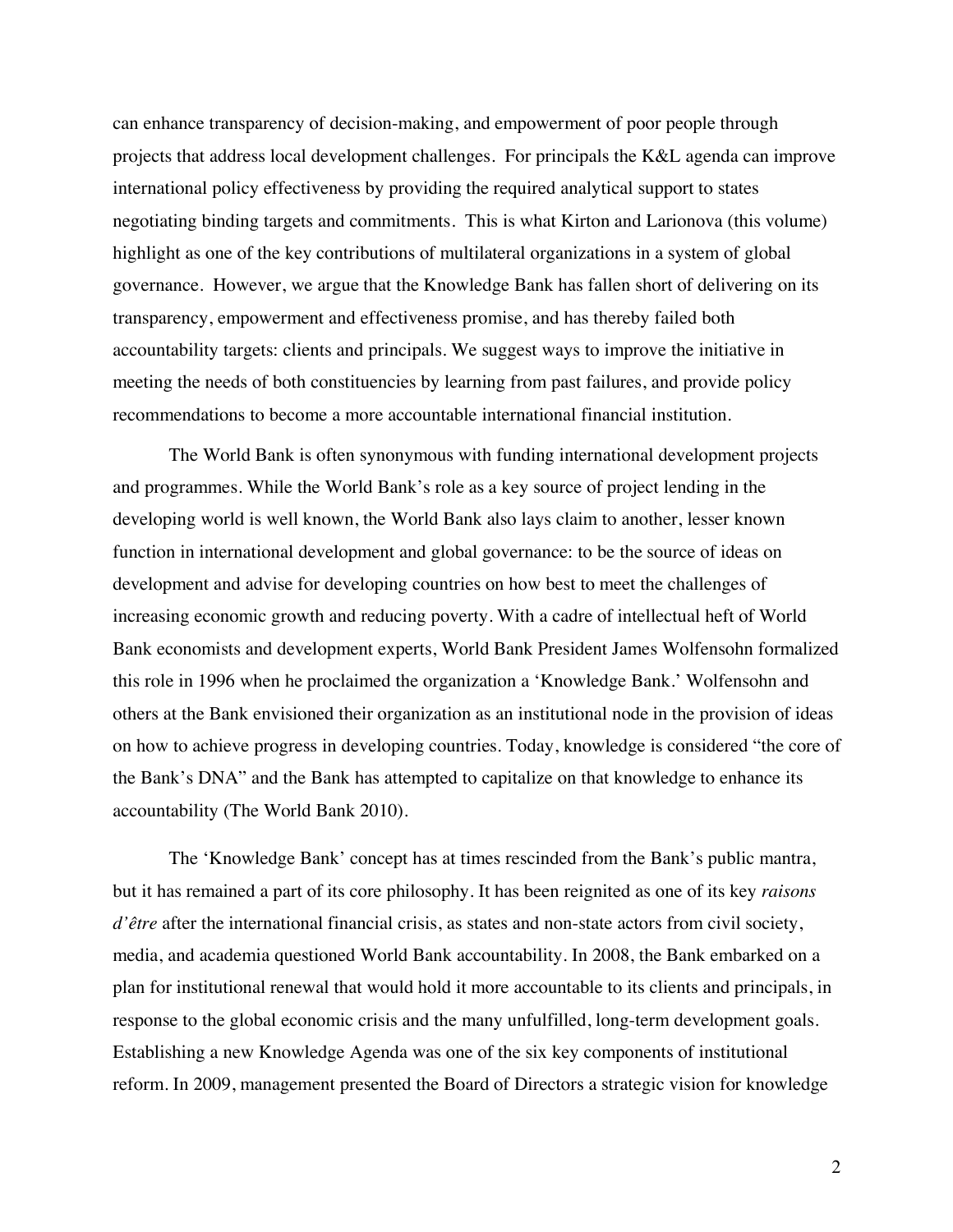can enhance transparency of decision-making, and empowerment of poor people through projects that address local development challenges. For principals the K&L agenda can improve international policy effectiveness by providing the required analytical support to states negotiating binding targets and commitments. This is what Kirton and Larionova (this volume) highlight as one of the key contributions of multilateral organizations in a system of global governance. However, we argue that the Knowledge Bank has fallen short of delivering on its transparency, empowerment and effectiveness promise, and has thereby failed both accountability targets: clients and principals. We suggest ways to improve the initiative in meeting the needs of both constituencies by learning from past failures, and provide policy recommendations to become a more accountable international financial institution.

The World Bank is often synonymous with funding international development projects and programmes. While the World Bank's role as a key source of project lending in the developing world is well known, the World Bank also lays claim to another, lesser known function in international development and global governance: to be the source of ideas on development and advise for developing countries on how best to meet the challenges of increasing economic growth and reducing poverty. With a cadre of intellectual heft of World Bank economists and development experts, World Bank President James Wolfensohn formalized this role in 1996 when he proclaimed the organization a 'Knowledge Bank.' Wolfensohn and others at the Bank envisioned their organization as an institutional node in the provision of ideas on how to achieve progress in developing countries. Today, knowledge is considered "the core of the Bank's DNA" and the Bank has attempted to capitalize on that knowledge to enhance its accountability (The World Bank 2010).

The 'Knowledge Bank' concept has at times rescinded from the Bank's public mantra, but it has remained a part of its core philosophy. It has been reignited as one of its key *raisons d'être* after the international financial crisis, as states and non-state actors from civil society, media, and academia questioned World Bank accountability. In 2008, the Bank embarked on a plan for institutional renewal that would hold it more accountable to its clients and principals, in response to the global economic crisis and the many unfulfilled, long-term development goals. Establishing a new Knowledge Agenda was one of the six key components of institutional reform. In 2009, management presented the Board of Directors a strategic vision for knowledge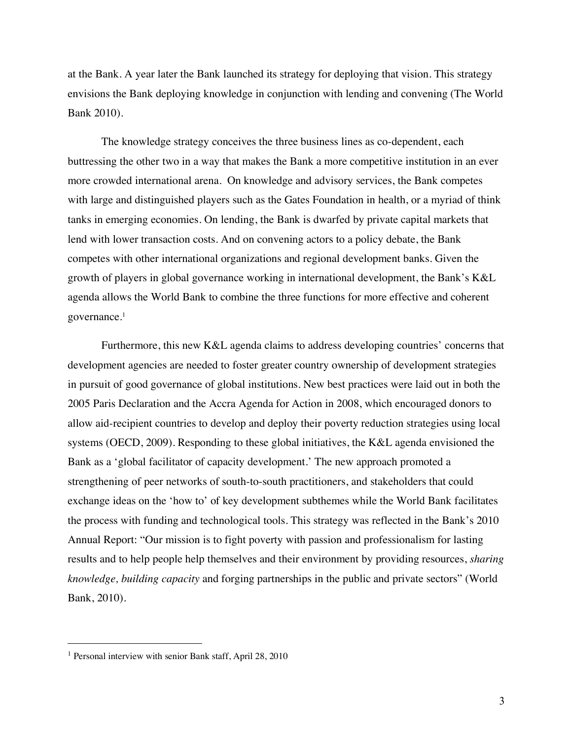at the Bank. A year later the Bank launched its strategy for deploying that vision. This strategy envisions the Bank deploying knowledge in conjunction with lending and convening (The World Bank 2010).

The knowledge strategy conceives the three business lines as co-dependent, each buttressing the other two in a way that makes the Bank a more competitive institution in an ever more crowded international arena. On knowledge and advisory services, the Bank competes with large and distinguished players such as the Gates Foundation in health, or a myriad of think tanks in emerging economies. On lending, the Bank is dwarfed by private capital markets that lend with lower transaction costs. And on convening actors to a policy debate, the Bank competes with other international organizations and regional development banks. Given the growth of players in global governance working in international development, the Bank's K&L agenda allows the World Bank to combine the three functions for more effective and coherent governance.[1]

Furthermore, this new K&L agenda claims to address developing countries' concerns that development agencies are needed to foster greater country ownership of development strategies in pursuit of good governance of global institutions. New best practices were laid out in both the 2005 Paris Declaration and the Accra Agenda for Action in 2008, which encouraged donors to allow aid-recipient countries to develop and deploy their poverty reduction strategies using local systems (OECD, 2009). Responding to these global initiatives, the K&L agenda envisioned the Bank as a 'global facilitator of capacity development.' The new approach promoted a strengthening of peer networks of south-to-south practitioners, and stakeholders that could exchange ideas on the 'how to' of key development subthemes while the World Bank facilitates the process with funding and technological tools. This strategy was reflected in the Bank's 2010 Annual Report: "Our mission is to fight poverty with passion and professionalism for lasting results and to help people help themselves and their environment by providing resources, *sharing knowledge, building capacity* and forging partnerships in the public and private sectors" (World Bank, 2010).

[1] Personal interview with senior Bank staff, April 28, 2010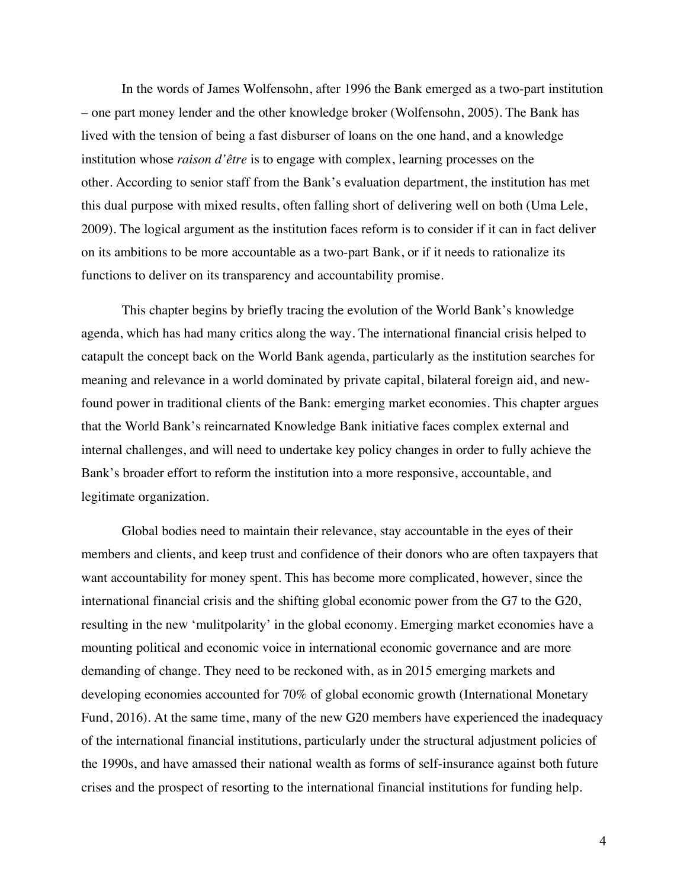In the words of James Wolfensohn, after 1996 the Bank emerged as a two-part institution – one part money lender and the other knowledge broker (Wolfensohn, 2005). The Bank has lived with the tension of being a fast disburser of loans on the one hand, and a knowledge institution whose *raison d'être* is to engage with complex, learning processes on the other. According to senior staff from the Bank's evaluation department, the institution has met this dual purpose with mixed results, often falling short of delivering well on both (Uma Lele, 2009). The logical argument as the institution faces reform is to consider if it can in fact deliver on its ambitions to be more accountable as a two-part Bank, or if it needs to rationalize its functions to deliver on its transparency and accountability promise.

This chapter begins by briefly tracing the evolution of the World Bank's knowledge agenda, which has had many critics along the way. The international financial crisis helped to catapult the concept back on the World Bank agenda, particularly as the institution searches for meaning and relevance in a world dominated by private capital, bilateral foreign aid, and new-found power in traditional clients of the Bank: emerging market economies. This chapter argues that the World Bank's reincarnated Knowledge Bank initiative faces complex external and internal challenges, and will need to undertake key policy changes in order to fully achieve the Bank's broader effort to reform the institution into a more responsive, accountable, and legitimate organization.

Global bodies need to maintain their relevance, stay accountable in the eyes of their members and clients, and keep trust and confidence of their donors who are often taxpayers that want accountability for money spent. This has become more complicated, however, since the international financial crisis and the shifting global economic power from the G7 to the G20, resulting in the new 'mulitpolarity' in the global economy. Emerging market economies have a mounting political and economic voice in international economic governance and are more demanding of change. They need to be reckoned with, as in 2015 emerging markets and developing economies accounted for 70% of global economic growth (International Monetary Fund, 2016). At the same time, many of the new G20 members have experienced the inadequacy of the international financial institutions, particularly under the structural adjustment policies of the 1990s, and have amassed their national wealth as forms of self-insurance against both future crises and the prospect of resorting to the international financial institutions for funding help.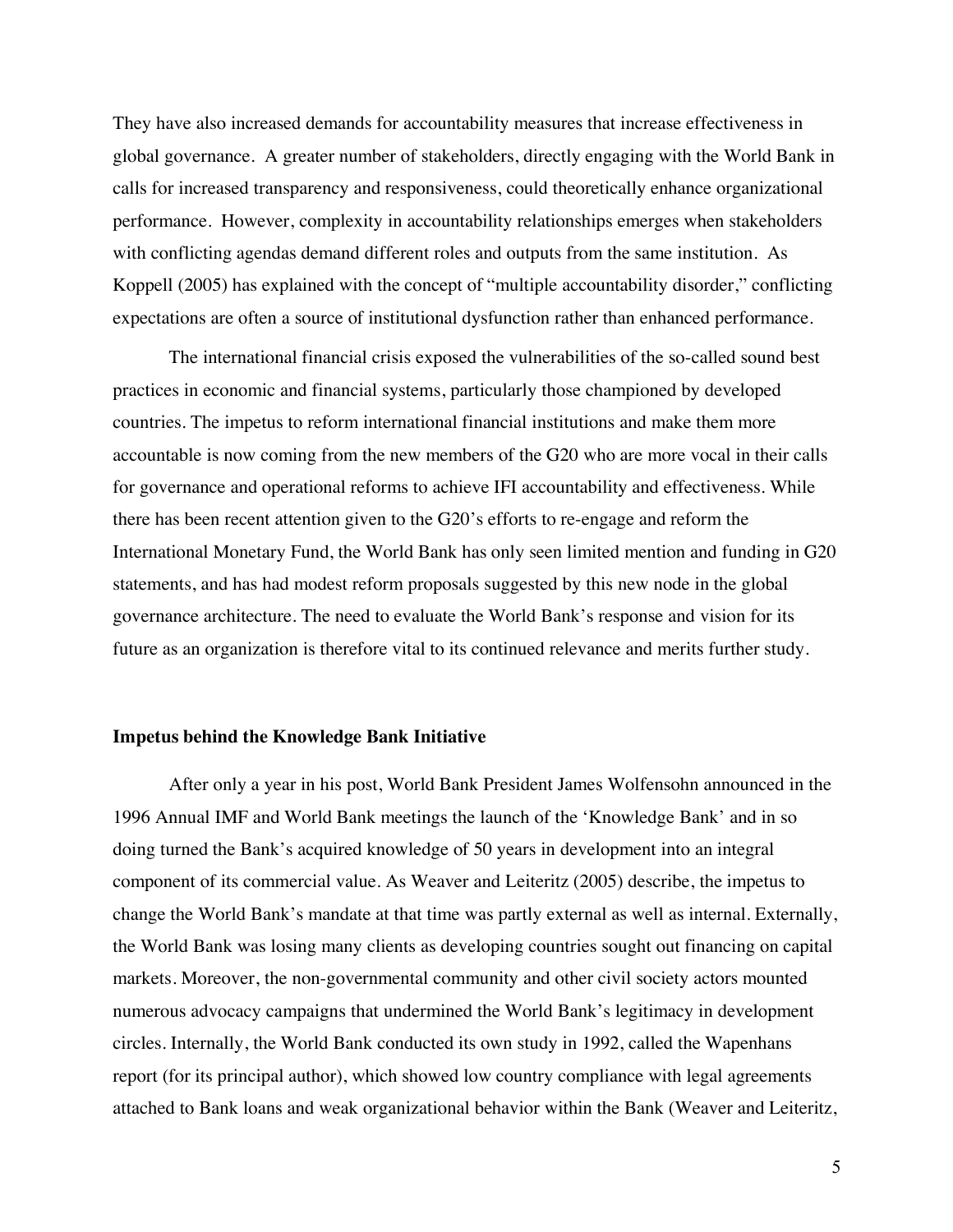They have also increased demands for accountability measures that increase effectiveness in global governance. A greater number of stakeholders, directly engaging with the World Bank in calls for increased transparency and responsiveness, could theoretically enhance organizational performance. However, complexity in accountability relationships emerges when stakeholders with conflicting agendas demand different roles and outputs from the same institution. As Koppell (2005) has explained with the concept of "multiple accountability disorder," conflicting expectations are often a source of institutional dysfunction rather than enhanced performance.

The international financial crisis exposed the vulnerabilities of the so-called sound best practices in economic and financial systems, particularly those championed by developed countries. The impetus to reform international financial institutions and make them more accountable is now coming from the new members of the G20 who are more vocal in their calls for governance and operational reforms to achieve IFI accountability and effectiveness. While there has been recent attention given to the G20's efforts to re-engage and reform the International Monetary Fund, the World Bank has only seen limited mention and funding in G20 statements, and has had modest reform proposals suggested by this new node in the global governance architecture. The need to evaluate the World Bank's response and vision for its future as an organization is therefore vital to its continued relevance and merits further study.

**Impetus behind the Knowledge Bank Initiative**

After only a year in his post, World Bank President James Wolfensohn announced in the 1996 Annual IMF and World Bank meetings the launch of the 'Knowledge Bank' and in so doing turned the Bank's acquired knowledge of 50 years in development into an integral component of its commercial value. As Weaver and Leiteritz (2005) describe, the impetus to change the World Bank's mandate at that time was partly external as well as internal. Externally, the World Bank was losing many clients as developing countries sought out financing on capital markets. Moreover, the non-governmental community and other civil society actors mounted numerous advocacy campaigns that undermined the World Bank's legitimacy in development circles. Internally, the World Bank conducted its own study in 1992, called the Wapenhans report (for its principal author), which showed low country compliance with legal agreements attached to Bank loans and weak organizational behavior within the Bank (Weaver and Leiteritz,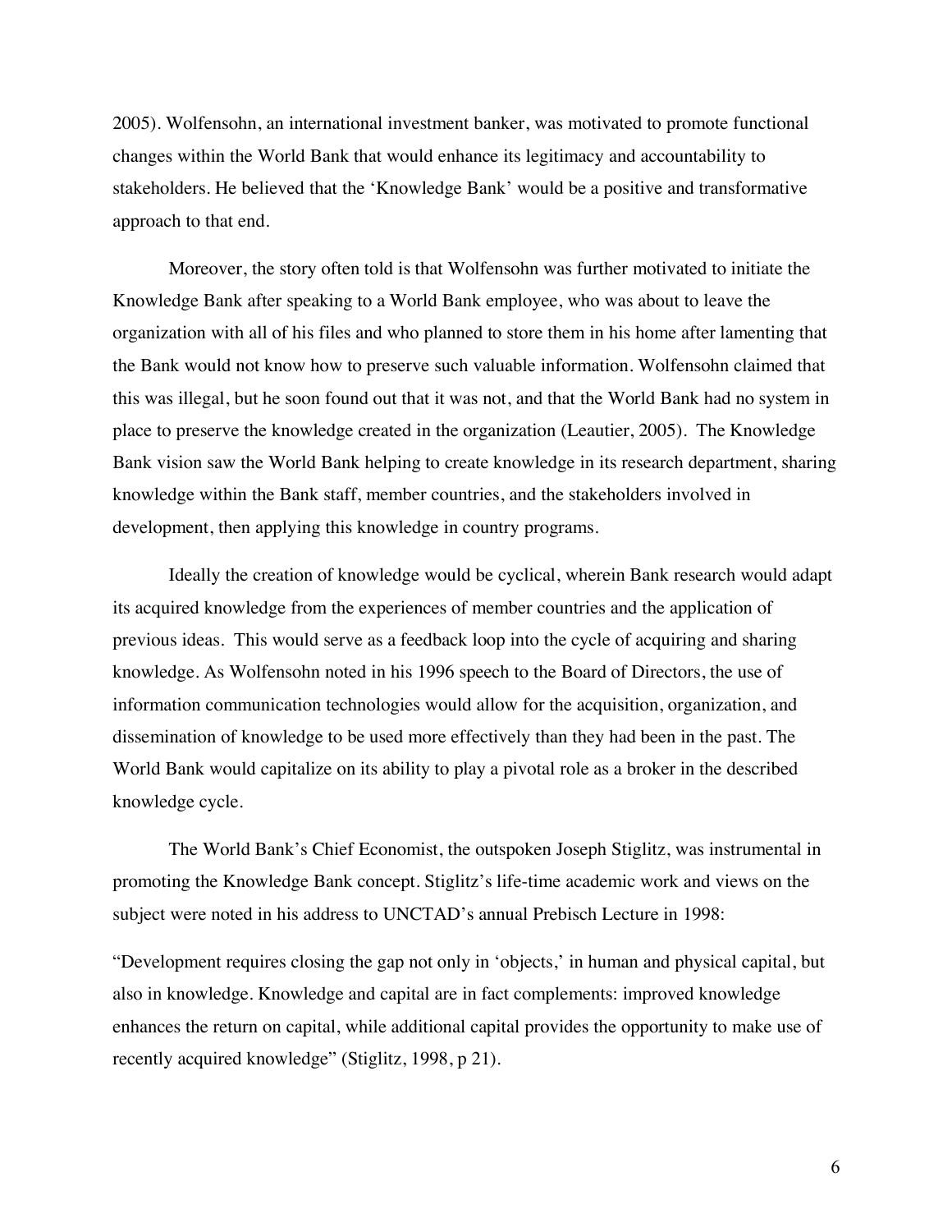2005). Wolfensohn, an international investment banker, was motivated to promote functional changes within the World Bank that would enhance its legitimacy and accountability to stakeholders. He believed that the 'Knowledge Bank' would be a positive and transformative approach to that end.

Moreover, the story often told is that Wolfensohn was further motivated to initiate the Knowledge Bank after speaking to a World Bank employee, who was about to leave the organization with all of his files and who planned to store them in his home after lamenting that the Bank would not know how to preserve such valuable information. Wolfensohn claimed that this was illegal, but he soon found out that it was not, and that the World Bank had no system in place to preserve the knowledge created in the organization (Leautier, 2005). The Knowledge Bank vision saw the World Bank helping to create knowledge in its research department, sharing knowledge within the Bank staff, member countries, and the stakeholders involved in development, then applying this knowledge in country programs.

Ideally the creation of knowledge would be cyclical, wherein Bank research would adapt its acquired knowledge from the experiences of member countries and the application of previous ideas. This would serve as a feedback loop into the cycle of acquiring and sharing knowledge. As Wolfensohn noted in his 1996 speech to the Board of Directors, the use of information communication technologies would allow for the acquisition, organization, and dissemination of knowledge to be used more effectively than they had been in the past. The World Bank would capitalize on its ability to play a pivotal role as a broker in the described knowledge cycle.

The World Bank's Chief Economist, the outspoken Joseph Stiglitz, was instrumental in promoting the Knowledge Bank concept. Stiglitz's life-time academic work and views on the subject were noted in his address to UNCTAD's annual Prebisch Lecture in 1998:

"Development requires closing the gap not only in 'objects,' in human and physical capital, but also in knowledge. Knowledge and capital are in fact complements: improved knowledge enhances the return on capital, while additional capital provides the opportunity to make use of recently acquired knowledge" (Stiglitz, 1998, p 21).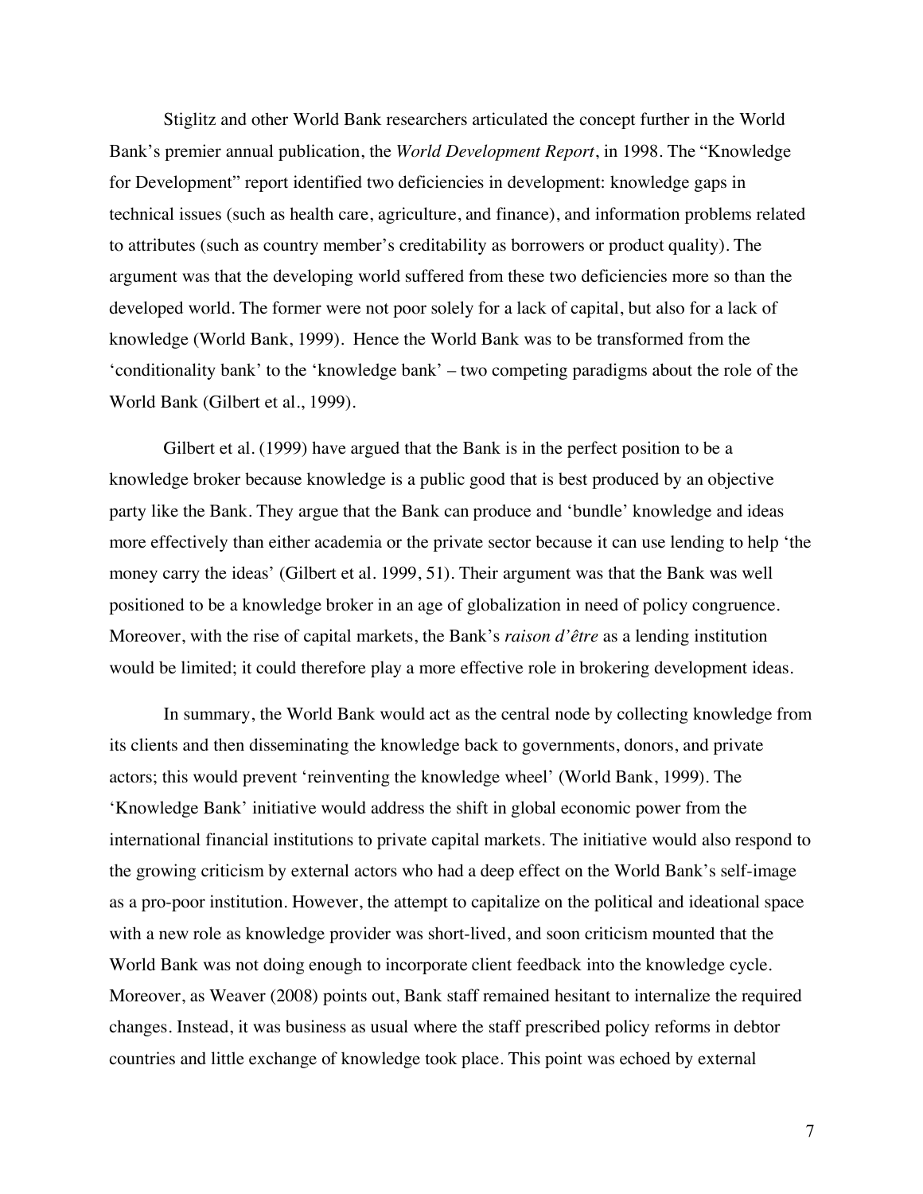Stiglitz and other World Bank researchers articulated the concept further in the World Bank's premier annual publication, the *World Development Report*, in 1998. The "Knowledge for Development" report identified two deficiencies in development: knowledge gaps in technical issues (such as health care, agriculture, and finance), and information problems related to attributes (such as country member's creditability as borrowers or product quality). The argument was that the developing world suffered from these two deficiencies more so than the developed world. The former were not poor solely for a lack of capital, but also for a lack of knowledge (World Bank, 1999). Hence the World Bank was to be transformed from the 'conditionality bank' to the 'knowledge bank' – two competing paradigms about the role of the World Bank (Gilbert et al., 1999).

Gilbert et al. (1999) have argued that the Bank is in the perfect position to be a knowledge broker because knowledge is a public good that is best produced by an objective party like the Bank. They argue that the Bank can produce and 'bundle' knowledge and ideas more effectively than either academia or the private sector because it can use lending to help 'the money carry the ideas' (Gilbert et al. 1999, 51). Their argument was that the Bank was well positioned to be a knowledge broker in an age of globalization in need of policy congruence. Moreover, with the rise of capital markets, the Bank's *raison d'être* as a lending institution would be limited; it could therefore play a more effective role in brokering development ideas.

In summary, the World Bank would act as the central node by collecting knowledge from its clients and then disseminating the knowledge back to governments, donors, and private actors; this would prevent 'reinventing the knowledge wheel' (World Bank, 1999). The 'Knowledge Bank' initiative would address the shift in global economic power from the international financial institutions to private capital markets. The initiative would also respond to the growing criticism by external actors who had a deep effect on the World Bank's self-image as a pro-poor institution. However, the attempt to capitalize on the political and ideational space with a new role as knowledge provider was short-lived, and soon criticism mounted that the World Bank was not doing enough to incorporate client feedback into the knowledge cycle. Moreover, as Weaver (2008) points out, Bank staff remained hesitant to internalize the required changes. Instead, it was business as usual where the staff prescribed policy reforms in debtor countries and little exchange of knowledge took place. This point was echoed by external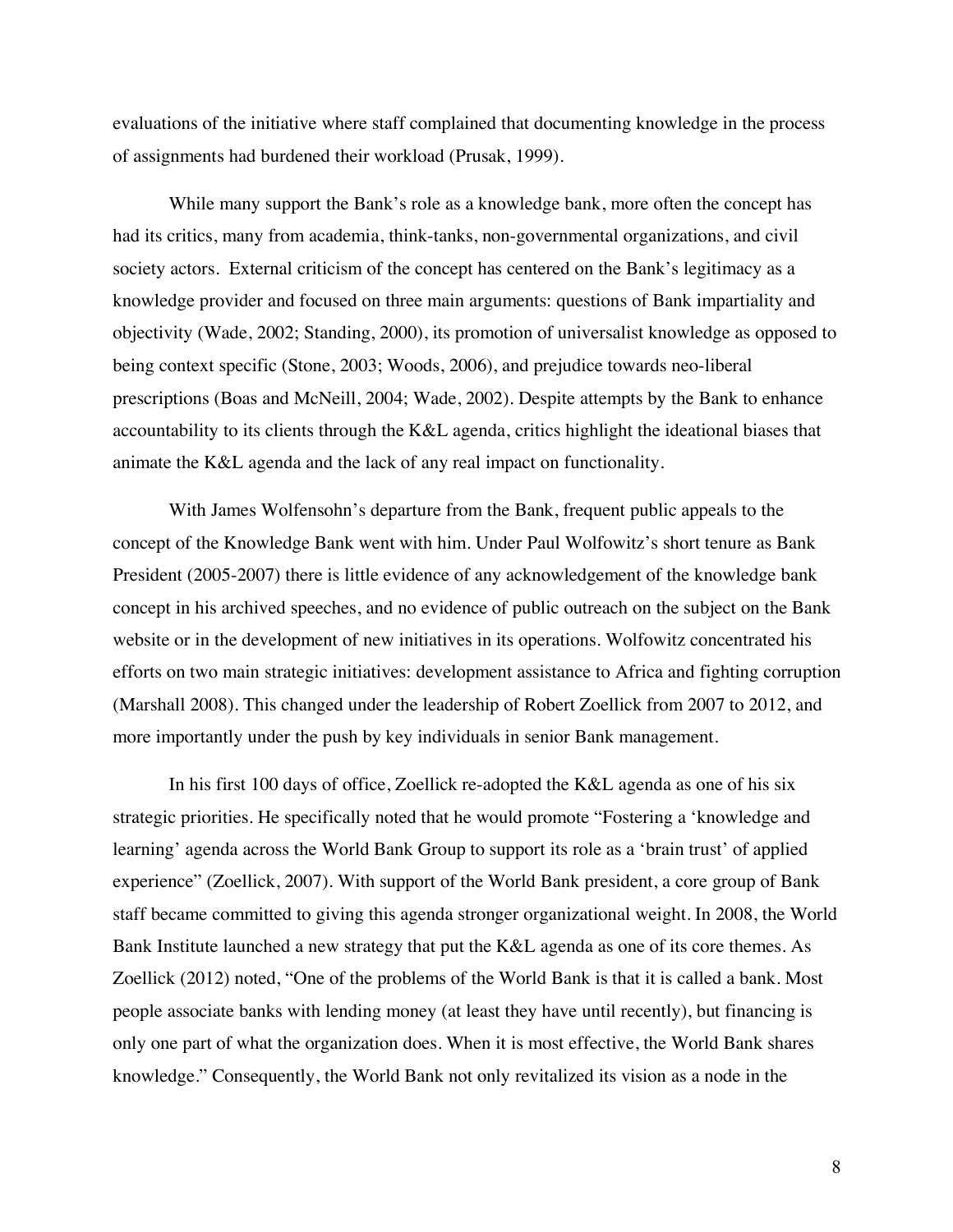evaluations of the initiative where staff complained that documenting knowledge in the process of assignments had burdened their workload (Prusak, 1999).

While many support the Bank's role as a knowledge bank, more often the concept has had its critics, many from academia, think-tanks, non-governmental organizations, and civil society actors. External criticism of the concept has centered on the Bank's legitimacy as a knowledge provider and focused on three main arguments: questions of Bank impartiality and objectivity (Wade, 2002; Standing, 2000), its promotion of universalist knowledge as opposed to being context specific (Stone, 2003; Woods, 2006), and prejudice towards neo-liberal prescriptions (Boas and McNeill, 2004; Wade, 2002). Despite attempts by the Bank to enhance accountability to its clients through the K&L agenda, critics highlight the ideational biases that animate the K&L agenda and the lack of any real impact on functionality.

With James Wolfensohn's departure from the Bank, frequent public appeals to the concept of the Knowledge Bank went with him. Under Paul Wolfowitz's short tenure as Bank President (2005-2007) there is little evidence of any acknowledgement of the knowledge bank concept in his archived speeches, and no evidence of public outreach on the subject on the Bank website or in the development of new initiatives in its operations. Wolfowitz concentrated his efforts on two main strategic initiatives: development assistance to Africa and fighting corruption (Marshall 2008). This changed under the leadership of Robert Zoellick from 2007 to 2012, and more importantly under the push by key individuals in senior Bank management.

In his first 100 days of office, Zoellick re-adopted the K&L agenda as one of his six strategic priorities. He specifically noted that he would promote "Fostering a 'knowledge and learning' agenda across the World Bank Group to support its role as a 'brain trust' of applied experience" (Zoellick, 2007). With support of the World Bank president, a core group of Bank staff became committed to giving this agenda stronger organizational weight. In 2008, the World Bank Institute launched a new strategy that put the K&L agenda as one of its core themes. As Zoellick (2012) noted, "One of the problems of the World Bank is that it is called a bank. Most people associate banks with lending money (at least they have until recently), but financing is only one part of what the organization does. When it is most effective, the World Bank shares knowledge." Consequently, the World Bank not only revitalized its vision as a node in the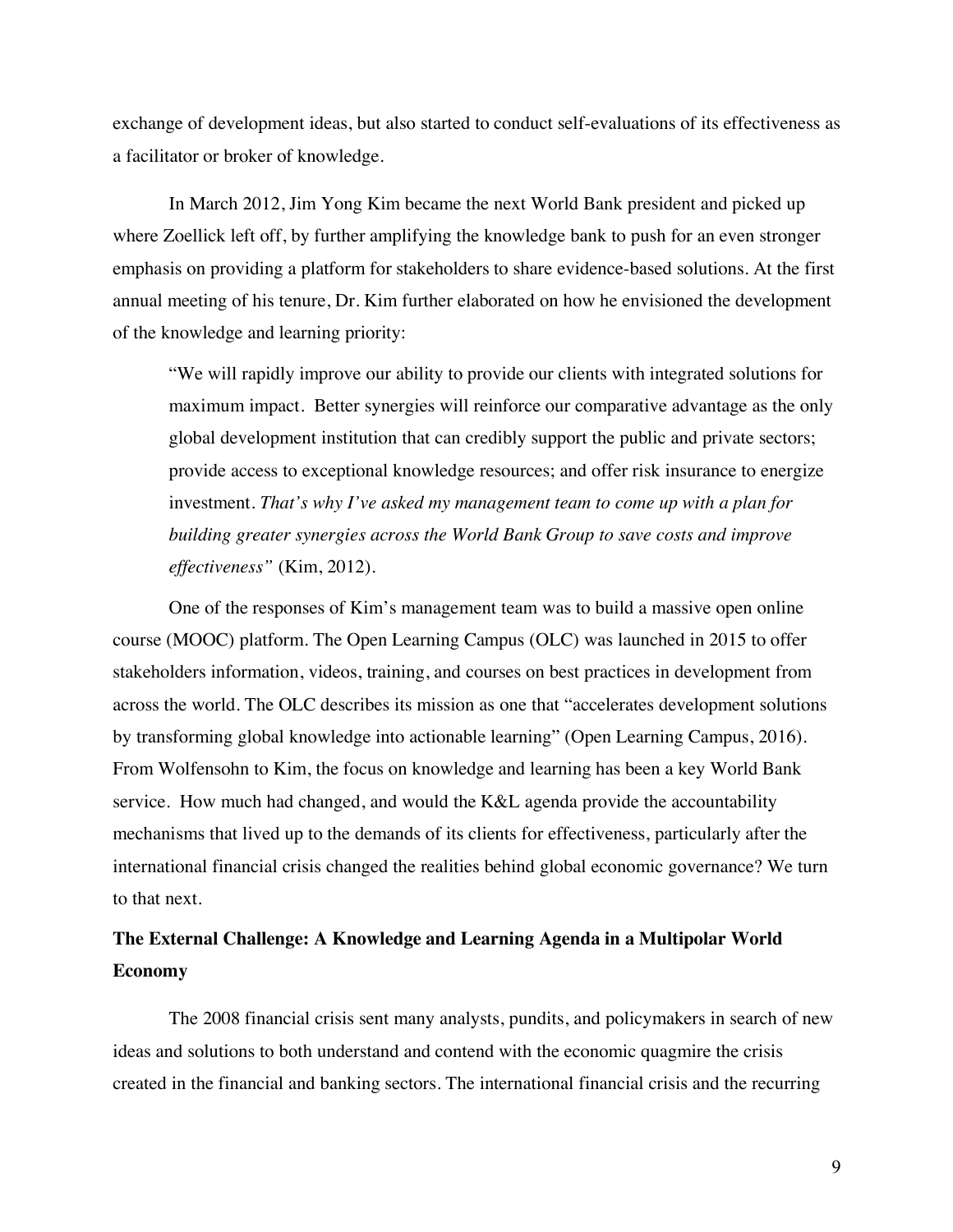exchange of development ideas, but also started to conduct self-evaluations of its effectiveness as a facilitator or broker of knowledge.

In March 2012, Jim Yong Kim became the next World Bank president and picked up where Zoellick left off, by further amplifying the knowledge bank to push for an even stronger emphasis on providing a platform for stakeholders to share evidence-based solutions. At the first annual meeting of his tenure, Dr. Kim further elaborated on how he envisioned the development of the knowledge and learning priority:

> "We will rapidly improve our ability to provide our clients with integrated solutions for maximum impact. Better synergies will reinforce our comparative advantage as the only global development institution that can credibly support the public and private sectors; provide access to exceptional knowledge resources; and offer risk insurance to energize investment. *That's why I've asked my management team to come up with a plan for building greater synergies across the World Bank Group to save costs and improve effectiveness"* (Kim, 2012).

One of the responses of Kim's management team was to build a massive open online course (MOOC) platform. The Open Learning Campus (OLC) was launched in 2015 to offer stakeholders information, videos, training, and courses on best practices in development from across the world. The OLC describes its mission as one that "accelerates development solutions by transforming global knowledge into actionable learning" (Open Learning Campus, 2016). From Wolfensohn to Kim, the focus on knowledge and learning has been a key World Bank service. How much had changed, and would the K&L agenda provide the accountability mechanisms that lived up to the demands of its clients for effectiveness, particularly after the international financial crisis changed the realities behind global economic governance? We turn to that next.

## The External Challenge: A Knowledge and Learning Agenda in a Multipolar World Economy

The 2008 financial crisis sent many analysts, pundits, and policymakers in search of new ideas and solutions to both understand and contend with the economic quagmire the crisis created in the financial and banking sectors. The international financial crisis and the recurring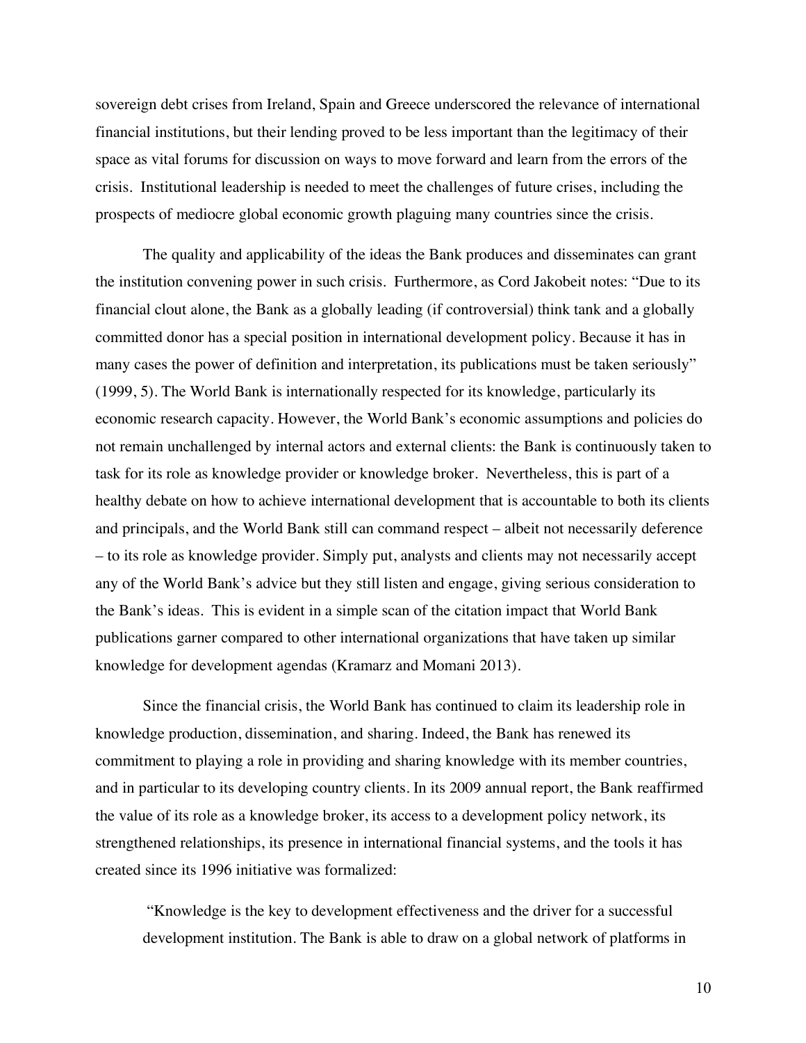sovereign debt crises from Ireland, Spain and Greece underscored the relevance of international financial institutions, but their lending proved to be less important than the legitimacy of their space as vital forums for discussion on ways to move forward and learn from the errors of the crisis. Institutional leadership is needed to meet the challenges of future crises, including the prospects of mediocre global economic growth plaguing many countries since the crisis.

The quality and applicability of the ideas the Bank produces and disseminates can grant the institution convening power in such crisis. Furthermore, as Cord Jakobeit notes: "Due to its financial clout alone, the Bank as a globally leading (if controversial) think tank and a globally committed donor has a special position in international development policy. Because it has in many cases the power of definition and interpretation, its publications must be taken seriously" (1999, 5). The World Bank is internationally respected for its knowledge, particularly its economic research capacity. However, the World Bank's economic assumptions and policies do not remain unchallenged by internal actors and external clients: the Bank is continuously taken to task for its role as knowledge provider or knowledge broker. Nevertheless, this is part of a healthy debate on how to achieve international development that is accountable to both its clients and principals, and the World Bank still can command respect – albeit not necessarily deference – to its role as knowledge provider. Simply put, analysts and clients may not necessarily accept any of the World Bank's advice but they still listen and engage, giving serious consideration to the Bank's ideas. This is evident in a simple scan of the citation impact that World Bank publications garner compared to other international organizations that have taken up similar knowledge for development agendas (Kramarz and Momani 2013).

Since the financial crisis, the World Bank has continued to claim its leadership role in knowledge production, dissemination, and sharing. Indeed, the Bank has renewed its commitment to playing a role in providing and sharing knowledge with its member countries, and in particular to its developing country clients. In its 2009 annual report, the Bank reaffirmed the value of its role as a knowledge broker, its access to a development policy network, its strengthened relationships, its presence in international financial systems, and the tools it has created since its 1996 initiative was formalized:

> "Knowledge is the key to development effectiveness and the driver for a successful development institution. The Bank is able to draw on a global network of platforms in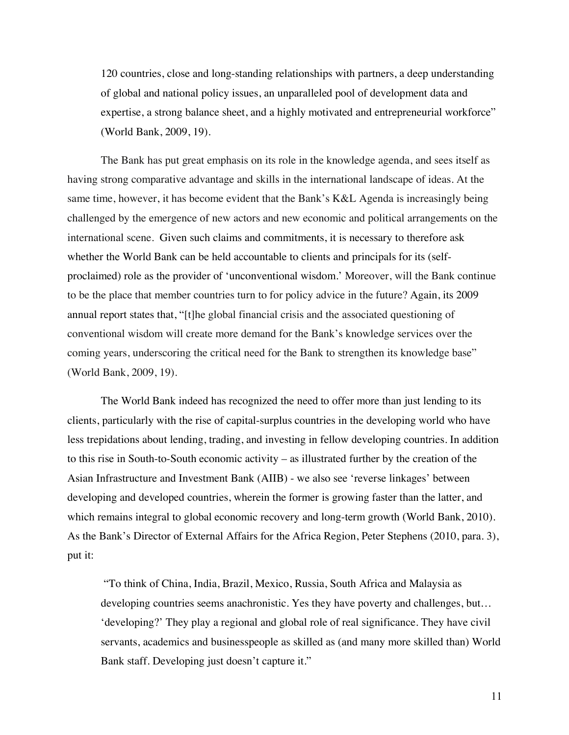> 120 countries, close and long-standing relationships with partners, a deep understanding of global and national policy issues, an unparalleled pool of development data and expertise, a strong balance sheet, and a highly motivated and entrepreneurial workforce" (World Bank, 2009, 19).

The Bank has put great emphasis on its role in the knowledge agenda, and sees itself as having strong comparative advantage and skills in the international landscape of ideas. At the same time, however, it has become evident that the Bank's K&L Agenda is increasingly being challenged by the emergence of new actors and new economic and political arrangements on the international scene. Given such claims and commitments, it is necessary to therefore ask whether the World Bank can be held accountable to clients and principals for its (self-proclaimed) role as the provider of 'unconventional wisdom.' Moreover, will the Bank continue to be the place that member countries turn to for policy advice in the future? Again, its 2009 annual report states that, "[t]he global financial crisis and the associated questioning of conventional wisdom will create more demand for the Bank's knowledge services over the coming years, underscoring the critical need for the Bank to strengthen its knowledge base" (World Bank, 2009, 19).

The World Bank indeed has recognized the need to offer more than just lending to its clients, particularly with the rise of capital-surplus countries in the developing world who have less trepidations about lending, trading, and investing in fellow developing countries. In addition to this rise in South-to-South economic activity – as illustrated further by the creation of the Asian Infrastructure and Investment Bank (AIIB) - we also see 'reverse linkages' between developing and developed countries, wherein the former is growing faster than the latter, and which remains integral to global economic recovery and long-term growth (World Bank, 2010). As the Bank's Director of External Affairs for the Africa Region, Peter Stephens (2010, para. 3), put it:

> "To think of China, India, Brazil, Mexico, Russia, South Africa and Malaysia as developing countries seems anachronistic. Yes they have poverty and challenges, but… 'developing?' They play a regional and global role of real significance. They have civil servants, academics and businesspeople as skilled as (and many more skilled than) World Bank staff. Developing just doesn't capture it."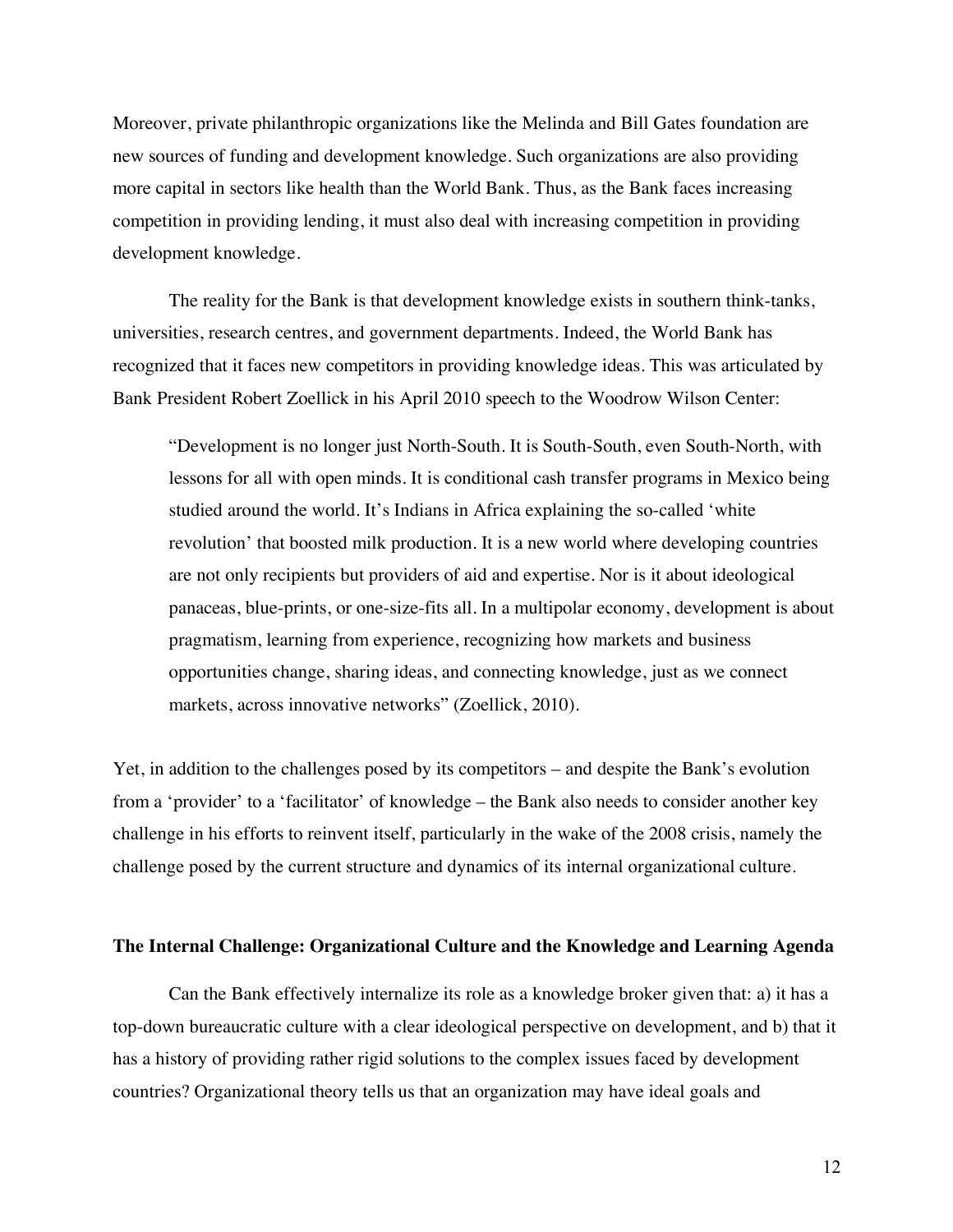Moreover, private philanthropic organizations like the Melinda and Bill Gates foundation are new sources of funding and development knowledge. Such organizations are also providing more capital in sectors like health than the World Bank. Thus, as the Bank faces increasing competition in providing lending, it must also deal with increasing competition in providing development knowledge.

The reality for the Bank is that development knowledge exists in southern think-tanks, universities, research centres, and government departments. Indeed, the World Bank has recognized that it faces new competitors in providing knowledge ideas. This was articulated by Bank President Robert Zoellick in his April 2010 speech to the Woodrow Wilson Center:

> "Development is no longer just North-South. It is South-South, even South-North, with lessons for all with open minds. It is conditional cash transfer programs in Mexico being studied around the world. It's Indians in Africa explaining the so-called 'white revolution' that boosted milk production. It is a new world where developing countries are not only recipients but providers of aid and expertise. Nor is it about ideological panaceas, blue-prints, or one-size-fits all. In a multipolar economy, development is about pragmatism, learning from experience, recognizing how markets and business opportunities change, sharing ideas, and connecting knowledge, just as we connect markets, across innovative networks" (Zoellick, 2010).

Yet, in addition to the challenges posed by its competitors – and despite the Bank's evolution from a 'provider' to a 'facilitator' of knowledge – the Bank also needs to consider another key challenge in his efforts to reinvent itself, particularly in the wake of the 2008 crisis, namely the challenge posed by the current structure and dynamics of its internal organizational culture.

**The Internal Challenge: Organizational Culture and the Knowledge and Learning Agenda**

Can the Bank effectively internalize its role as a knowledge broker given that: a) it has a top-down bureaucratic culture with a clear ideological perspective on development, and b) that it has a history of providing rather rigid solutions to the complex issues faced by development countries? Organizational theory tells us that an organization may have ideal goals and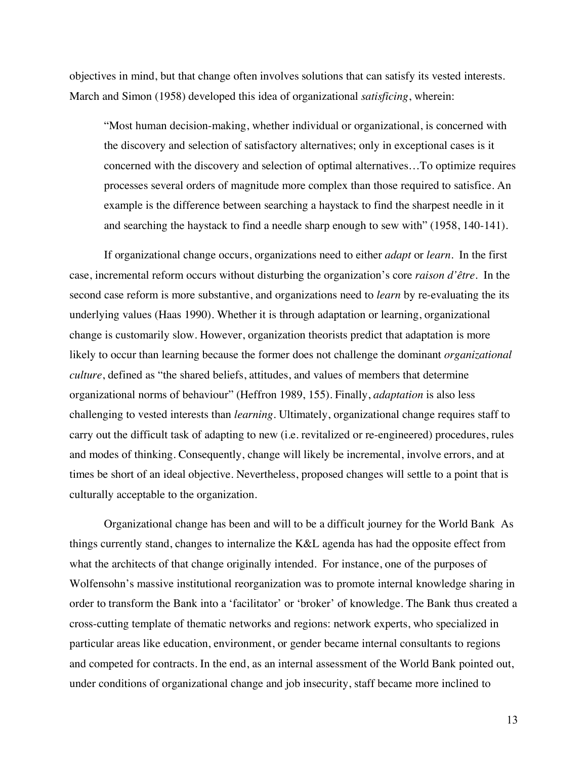objectives in mind, but that change often involves solutions that can satisfy its vested interests. March and Simon (1958) developed this idea of organizational *satisficing*, wherein:

> "Most human decision-making, whether individual or organizational, is concerned with the discovery and selection of satisfactory alternatives; only in exceptional cases is it concerned with the discovery and selection of optimal alternatives…To optimize requires processes several orders of magnitude more complex than those required to satisfice. An example is the difference between searching a haystack to find the sharpest needle in it and searching the haystack to find a needle sharp enough to sew with" (1958, 140-141).

If organizational change occurs, organizations need to either *adapt* or *learn*. In the first case, incremental reform occurs without disturbing the organization's core *raison d'être*. In the second case reform is more substantive, and organizations need to *learn* by re-evaluating the its underlying values (Haas 1990). Whether it is through adaptation or learning, organizational change is customarily slow. However, organization theorists predict that adaptation is more likely to occur than learning because the former does not challenge the dominant *organizational culture*, defined as "the shared beliefs, attitudes, and values of members that determine organizational norms of behaviour" (Heffron 1989, 155). Finally, *adaptation* is also less challenging to vested interests than *learning*. Ultimately, organizational change requires staff to carry out the difficult task of adapting to new (i.e. revitalized or re-engineered) procedures, rules and modes of thinking. Consequently, change will likely be incremental, involve errors, and at times be short of an ideal objective. Nevertheless, proposed changes will settle to a point that is culturally acceptable to the organization.

Organizational change has been and will to be a difficult journey for the World Bank As things currently stand, changes to internalize the K&L agenda has had the opposite effect from what the architects of that change originally intended. For instance, one of the purposes of Wolfensohn's massive institutional reorganization was to promote internal knowledge sharing in order to transform the Bank into a 'facilitator' or 'broker' of knowledge. The Bank thus created a cross-cutting template of thematic networks and regions: network experts, who specialized in particular areas like education, environment, or gender became internal consultants to regions and competed for contracts. In the end, as an internal assessment of the World Bank pointed out, under conditions of organizational change and job insecurity, staff became more inclined to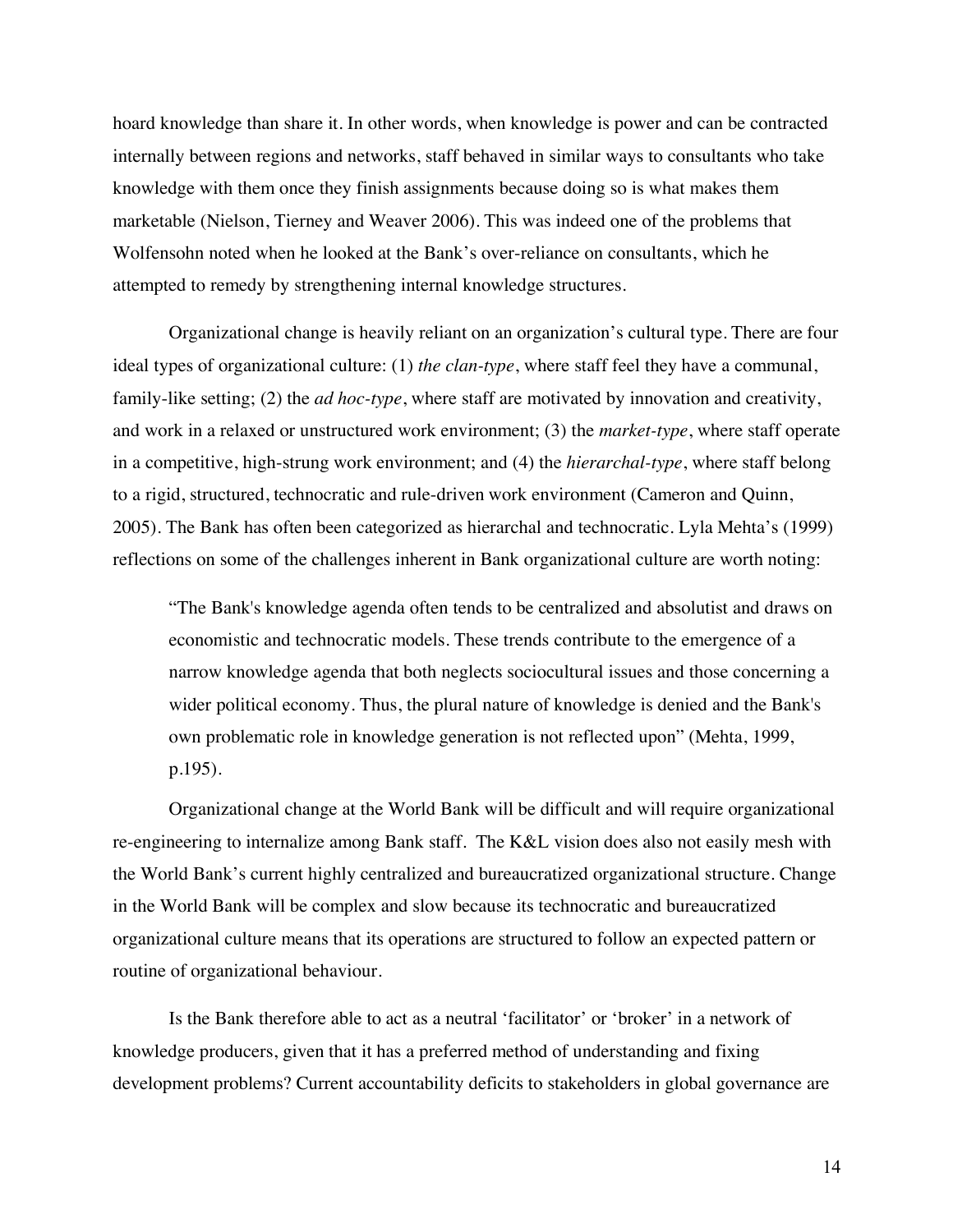hoard knowledge than share it. In other words, when knowledge is power and can be contracted internally between regions and networks, staff behaved in similar ways to consultants who take knowledge with them once they finish assignments because doing so is what makes them marketable (Nielson, Tierney and Weaver 2006). This was indeed one of the problems that Wolfensohn noted when he looked at the Bank's over-reliance on consultants, which he attempted to remedy by strengthening internal knowledge structures.

Organizational change is heavily reliant on an organization's cultural type. There are four ideal types of organizational culture: (1) *the clan-type*, where staff feel they have a communal, family-like setting; (2) the *ad hoc-type*, where staff are motivated by innovation and creativity, and work in a relaxed or unstructured work environment; (3) the *market-type*, where staff operate in a competitive, high-strung work environment; and (4) the *hierarchal-type*, where staff belong to a rigid, structured, technocratic and rule-driven work environment (Cameron and Quinn, 2005). The Bank has often been categorized as hierarchal and technocratic. Lyla Mehta's (1999) reflections on some of the challenges inherent in Bank organizational culture are worth noting:

> "The Bank's knowledge agenda often tends to be centralized and absolutist and draws on economistic and technocratic models. These trends contribute to the emergence of a narrow knowledge agenda that both neglects sociocultural issues and those concerning a wider political economy. Thus, the plural nature of knowledge is denied and the Bank's own problematic role in knowledge generation is not reflected upon" (Mehta, 1999, p.195).

Organizational change at the World Bank will be difficult and will require organizational re-engineering to internalize among Bank staff. The K&L vision does also not easily mesh with the World Bank's current highly centralized and bureaucratized organizational structure. Change in the World Bank will be complex and slow because its technocratic and bureaucratized organizational culture means that its operations are structured to follow an expected pattern or routine of organizational behaviour.

Is the Bank therefore able to act as a neutral 'facilitator' or 'broker' in a network of knowledge producers, given that it has a preferred method of understanding and fixing development problems? Current accountability deficits to stakeholders in global governance are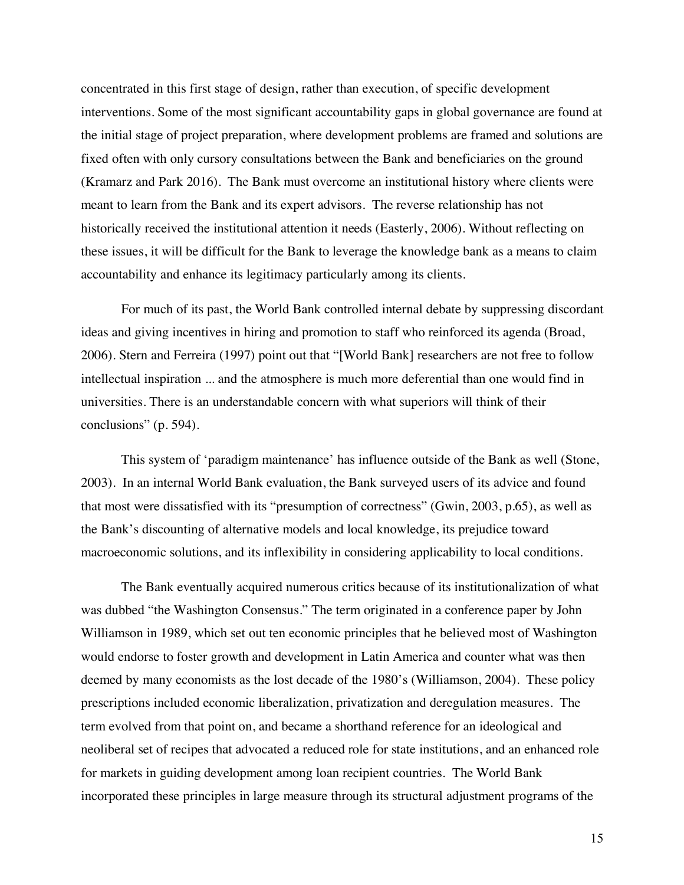concentrated in this first stage of design, rather than execution, of specific development interventions. Some of the most significant accountability gaps in global governance are found at the initial stage of project preparation, where development problems are framed and solutions are fixed often with only cursory consultations between the Bank and beneficiaries on the ground (Kramarz and Park 2016). The Bank must overcome an institutional history where clients were meant to learn from the Bank and its expert advisors. The reverse relationship has not historically received the institutional attention it needs (Easterly, 2006). Without reflecting on these issues, it will be difficult for the Bank to leverage the knowledge bank as a means to claim accountability and enhance its legitimacy particularly among its clients.

For much of its past, the World Bank controlled internal debate by suppressing discordant ideas and giving incentives in hiring and promotion to staff who reinforced its agenda (Broad, 2006). Stern and Ferreira (1997) point out that "[World Bank] researchers are not free to follow intellectual inspiration ... and the atmosphere is much more deferential than one would find in universities. There is an understandable concern with what superiors will think of their conclusions" (p. 594).

This system of 'paradigm maintenance' has influence outside of the Bank as well (Stone, 2003). In an internal World Bank evaluation, the Bank surveyed users of its advice and found that most were dissatisfied with its "presumption of correctness" (Gwin, 2003, p.65), as well as the Bank's discounting of alternative models and local knowledge, its prejudice toward macroeconomic solutions, and its inflexibility in considering applicability to local conditions.

The Bank eventually acquired numerous critics because of its institutionalization of what was dubbed "the Washington Consensus." The term originated in a conference paper by John Williamson in 1989, which set out ten economic principles that he believed most of Washington would endorse to foster growth and development in Latin America and counter what was then deemed by many economists as the lost decade of the 1980's (Williamson, 2004). These policy prescriptions included economic liberalization, privatization and deregulation measures. The term evolved from that point on, and became a shorthand reference for an ideological and neoliberal set of recipes that advocated a reduced role for state institutions, and an enhanced role for markets in guiding development among loan recipient countries. The World Bank incorporated these principles in large measure through its structural adjustment programs of the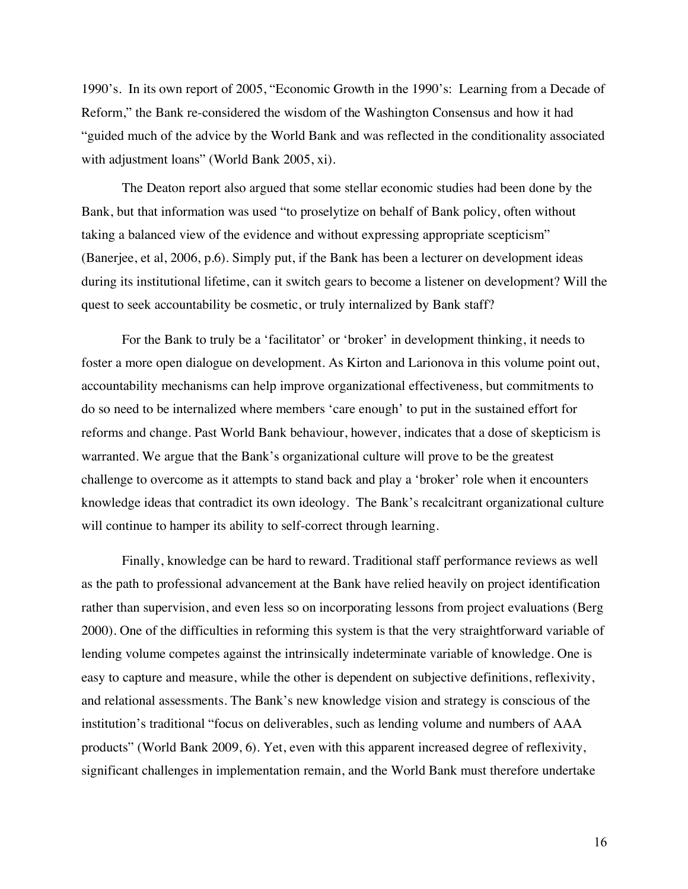1990's. In its own report of 2005, "Economic Growth in the 1990's: Learning from a Decade of Reform," the Bank re-considered the wisdom of the Washington Consensus and how it had "guided much of the advice by the World Bank and was reflected in the conditionality associated with adjustment loans" (World Bank 2005, xi).

The Deaton report also argued that some stellar economic studies had been done by the Bank, but that information was used "to proselytize on behalf of Bank policy, often without taking a balanced view of the evidence and without expressing appropriate scepticism" (Banerjee, et al, 2006, p.6). Simply put, if the Bank has been a lecturer on development ideas during its institutional lifetime, can it switch gears to become a listener on development? Will the quest to seek accountability be cosmetic, or truly internalized by Bank staff?

For the Bank to truly be a 'facilitator' or 'broker' in development thinking, it needs to foster a more open dialogue on development. As Kirton and Larionova in this volume point out, accountability mechanisms can help improve organizational effectiveness, but commitments to do so need to be internalized where members 'care enough' to put in the sustained effort for reforms and change. Past World Bank behaviour, however, indicates that a dose of skepticism is warranted. We argue that the Bank's organizational culture will prove to be the greatest challenge to overcome as it attempts to stand back and play a 'broker' role when it encounters knowledge ideas that contradict its own ideology. The Bank's recalcitrant organizational culture will continue to hamper its ability to self-correct through learning.

Finally, knowledge can be hard to reward. Traditional staff performance reviews as well as the path to professional advancement at the Bank have relied heavily on project identification rather than supervision, and even less so on incorporating lessons from project evaluations (Berg 2000). One of the difficulties in reforming this system is that the very straightforward variable of lending volume competes against the intrinsically indeterminate variable of knowledge. One is easy to capture and measure, while the other is dependent on subjective definitions, reflexivity, and relational assessments. The Bank's new knowledge vision and strategy is conscious of the institution's traditional "focus on deliverables, such as lending volume and numbers of AAA products" (World Bank 2009, 6). Yet, even with this apparent increased degree of reflexivity, significant challenges in implementation remain, and the World Bank must therefore undertake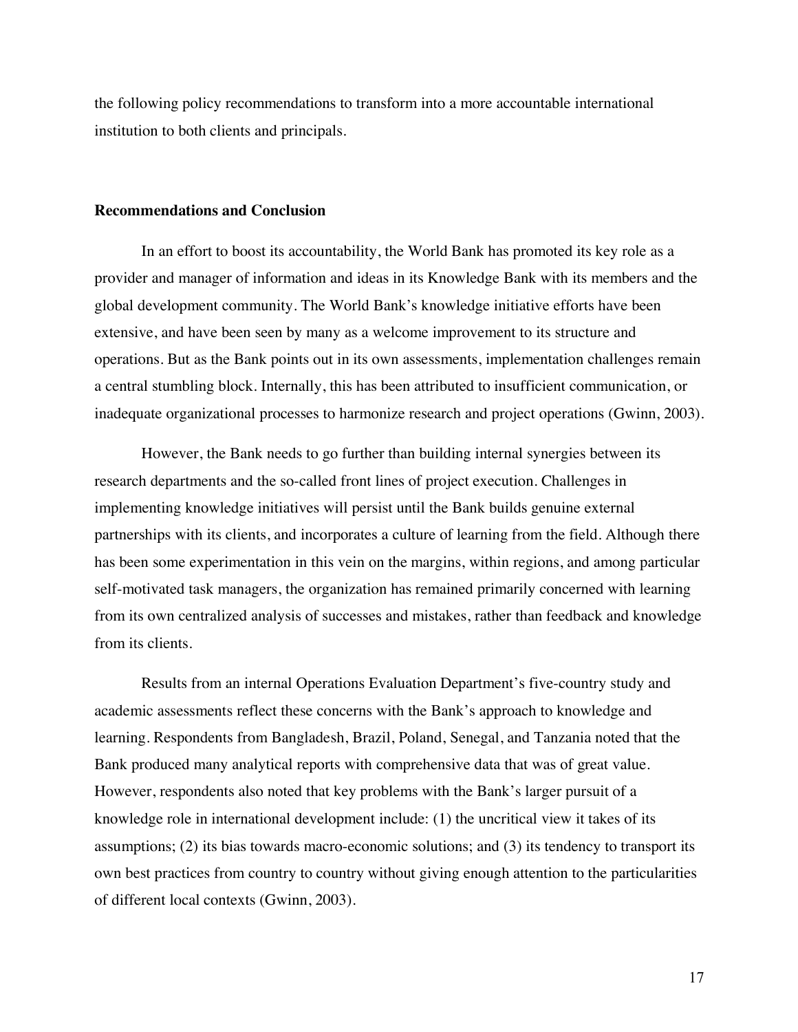the following policy recommendations to transform into a more accountable international institution to both clients and principals.

**Recommendations and Conclusion**

In an effort to boost its accountability, the World Bank has promoted its key role as a provider and manager of information and ideas in its Knowledge Bank with its members and the global development community. The World Bank's knowledge initiative efforts have been extensive, and have been seen by many as a welcome improvement to its structure and operations. But as the Bank points out in its own assessments, implementation challenges remain a central stumbling block. Internally, this has been attributed to insufficient communication, or inadequate organizational processes to harmonize research and project operations (Gwinn, 2003).

However, the Bank needs to go further than building internal synergies between its research departments and the so-called front lines of project execution. Challenges in implementing knowledge initiatives will persist until the Bank builds genuine external partnerships with its clients, and incorporates a culture of learning from the field. Although there has been some experimentation in this vein on the margins, within regions, and among particular self-motivated task managers, the organization has remained primarily concerned with learning from its own centralized analysis of successes and mistakes, rather than feedback and knowledge from its clients.

Results from an internal Operations Evaluation Department's five-country study and academic assessments reflect these concerns with the Bank's approach to knowledge and learning. Respondents from Bangladesh, Brazil, Poland, Senegal, and Tanzania noted that the Bank produced many analytical reports with comprehensive data that was of great value. However, respondents also noted that key problems with the Bank's larger pursuit of a knowledge role in international development include: (1) the uncritical view it takes of its assumptions; (2) its bias towards macro-economic solutions; and (3) its tendency to transport its own best practices from country to country without giving enough attention to the particularities of different local contexts (Gwinn, 2003).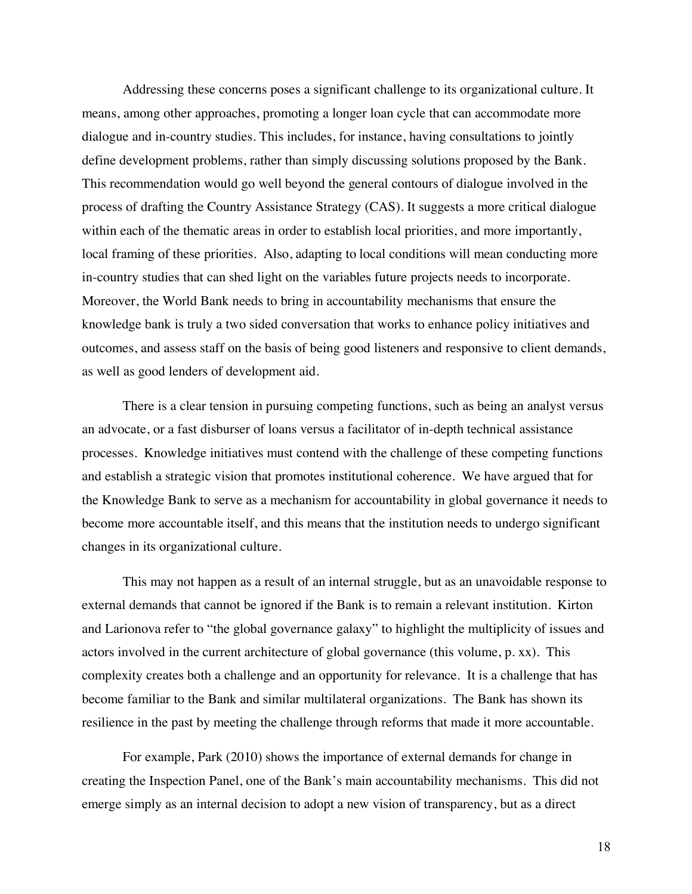Addressing these concerns poses a significant challenge to its organizational culture. It means, among other approaches, promoting a longer loan cycle that can accommodate more dialogue and in-country studies. This includes, for instance, having consultations to jointly define development problems, rather than simply discussing solutions proposed by the Bank. This recommendation would go well beyond the general contours of dialogue involved in the process of drafting the Country Assistance Strategy (CAS). It suggests a more critical dialogue within each of the thematic areas in order to establish local priorities, and more importantly, local framing of these priorities. Also, adapting to local conditions will mean conducting more in-country studies that can shed light on the variables future projects needs to incorporate. Moreover, the World Bank needs to bring in accountability mechanisms that ensure the knowledge bank is truly a two sided conversation that works to enhance policy initiatives and outcomes, and assess staff on the basis of being good listeners and responsive to client demands, as well as good lenders of development aid.

There is a clear tension in pursuing competing functions, such as being an analyst versus an advocate, or a fast disburser of loans versus a facilitator of in-depth technical assistance processes. Knowledge initiatives must contend with the challenge of these competing functions and establish a strategic vision that promotes institutional coherence. We have argued that for the Knowledge Bank to serve as a mechanism for accountability in global governance it needs to become more accountable itself, and this means that the institution needs to undergo significant changes in its organizational culture.

This may not happen as a result of an internal struggle, but as an unavoidable response to external demands that cannot be ignored if the Bank is to remain a relevant institution. Kirton and Larionova refer to "the global governance galaxy" to highlight the multiplicity of issues and actors involved in the current architecture of global governance (this volume, p. xx). This complexity creates both a challenge and an opportunity for relevance. It is a challenge that has become familiar to the Bank and similar multilateral organizations. The Bank has shown its resilience in the past by meeting the challenge through reforms that made it more accountable.

For example, Park (2010) shows the importance of external demands for change in creating the Inspection Panel, one of the Bank's main accountability mechanisms. This did not emerge simply as an internal decision to adopt a new vision of transparency, but as a direct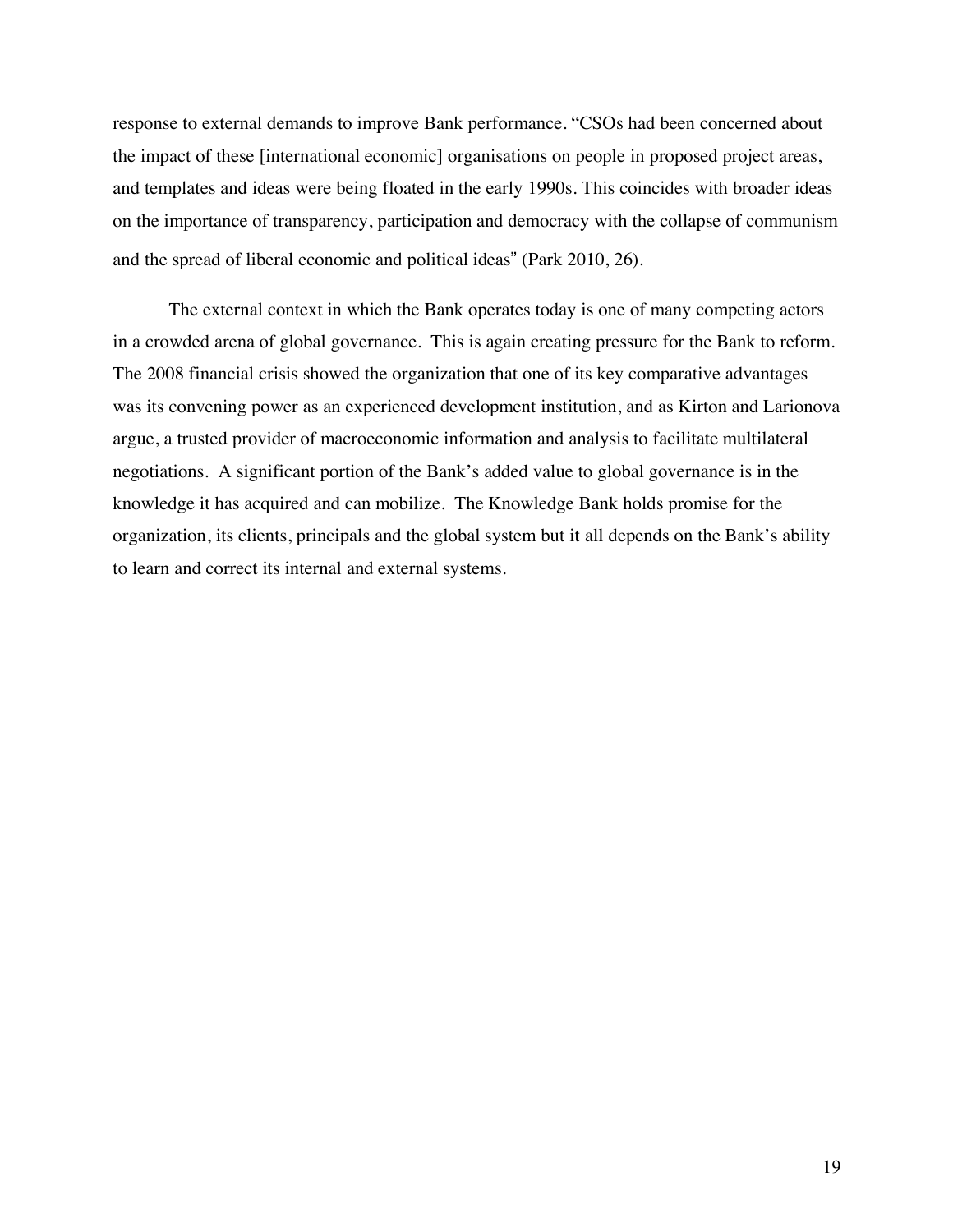response to external demands to improve Bank performance. "CSOs had been concerned about the impact of these [international economic] organisations on people in proposed project areas, and templates and ideas were being floated in the early 1990s. This coincides with broader ideas on the importance of transparency, participation and democracy with the collapse of communism and the spread of liberal economic and political ideas" (Park 2010, 26).

The external context in which the Bank operates today is one of many competing actors in a crowded arena of global governance. This is again creating pressure for the Bank to reform. The 2008 financial crisis showed the organization that one of its key comparative advantages was its convening power as an experienced development institution, and as Kirton and Larionova argue, a trusted provider of macroeconomic information and analysis to facilitate multilateral negotiations. A significant portion of the Bank's added value to global governance is in the knowledge it has acquired and can mobilize. The Knowledge Bank holds promise for the organization, its clients, principals and the global system but it all depends on the Bank's ability to learn and correct its internal and external systems.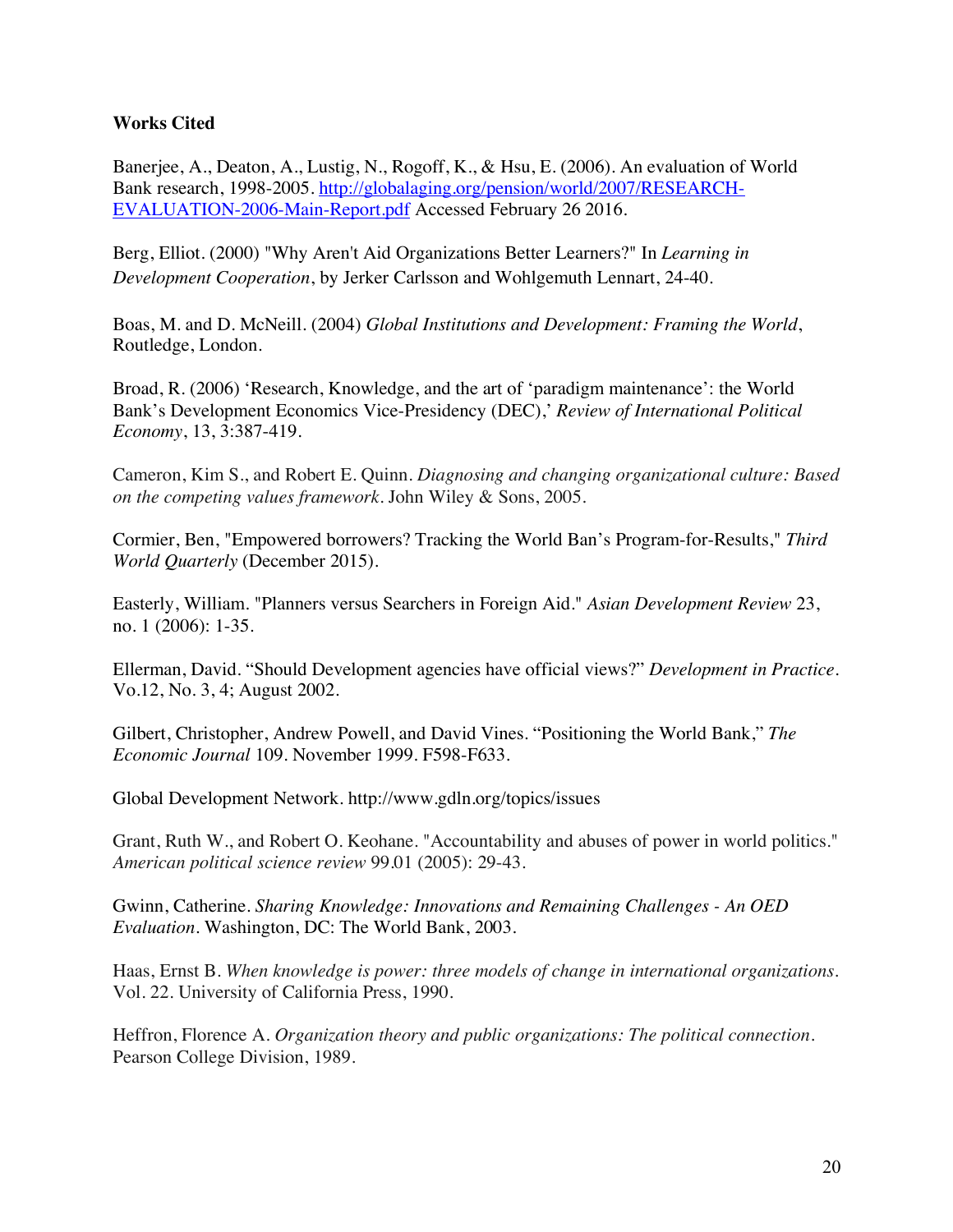**Works Cited**

Banerjee, A., Deaton, A., Lustig, N., Rogoff, K., & Hsu, E. (2006). An evaluation of World Bank research, 1998-2005. [http://globalaging.org/pension/world/2007/RESEARCH-EVALUATION-2006-Main-Report.pdf](http://globalaging.org/pension/world/2007/RESEARCH-EVALUATION-2006-Main-Report.pdf) Accessed February 26 2016.

Berg, Elliot. (2000) "Why Aren't Aid Organizations Better Learners?" In *Learning in Development Cooperation*, by Jerker Carlsson and Wohlgemuth Lennart, 24-40.

Boas, M. and D. McNeill. (2004) *Global Institutions and Development: Framing the World*, Routledge, London.

Broad, R. (2006) 'Research, Knowledge, and the art of 'paradigm maintenance': the World Bank's Development Economics Vice-Presidency (DEC),' *Review of International Political Economy*, 13, 3:387-419.

Cameron, Kim S., and Robert E. Quinn. *Diagnosing and changing organizational culture: Based on the competing values framework*. John Wiley & Sons, 2005.

Cormier, Ben, "Empowered borrowers? Tracking the World Ban's Program-for-Results," *Third World Quarterly* (December 2015).

Easterly, William. "Planners versus Searchers in Foreign Aid." *Asian Development Review* 23, no. 1 (2006): 1-35.

Ellerman, David. "Should Development agencies have official views?" *Development in Practice*. Vo.12, No. 3, 4; August 2002.

Gilbert, Christopher, Andrew Powell, and David Vines. "Positioning the World Bank," *The Economic Journal* 109. November 1999. F598-F633.

Global Development Network. http://www.gdln.org/topics/issues

Grant, Ruth W., and Robert O. Keohane. "Accountability and abuses of power in world politics." *American political science review* 99.01 (2005): 29-43.

Gwinn, Catherine. *Sharing Knowledge: Innovations and Remaining Challenges - An OED Evaluation*. Washington, DC: The World Bank, 2003.

Haas, Ernst B. *When knowledge is power: three models of change in international organizations*. Vol. 22. University of California Press, 1990.

Heffron, Florence A. *Organization theory and public organizations: The political connection*. Pearson College Division, 1989.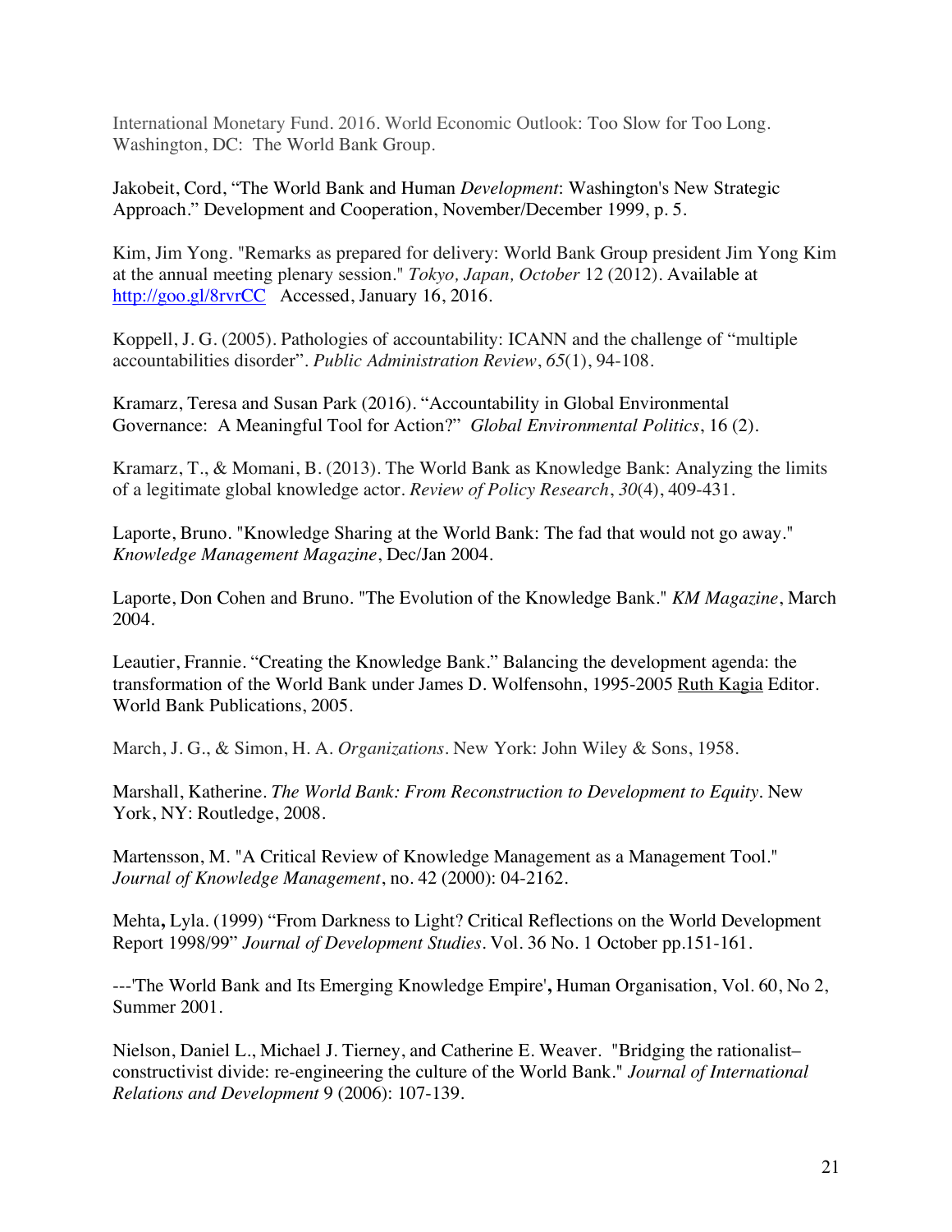International Monetary Fund. 2016. World Economic Outlook: Too Slow for Too Long. Washington, DC: The World Bank Group.

Jakobeit, Cord, "The World Bank and Human *Development*: Washington's New Strategic Approach." Development and Cooperation, November/December 1999, p. 5.

Kim, Jim Yong. "Remarks as prepared for delivery: World Bank Group president Jim Yong Kim at the annual meeting plenary session." *Tokyo, Japan, October* 12 (2012). Available at http://goo.gl/8rvrCC Accessed, January 16, 2016.

Koppell, J. G. (2005). Pathologies of accountability: ICANN and the challenge of "multiple accountabilities disorder". *Public Administration Review*, *65*(1), 94-108.

Kramarz, Teresa and Susan Park (2016). "Accountability in Global Environmental Governance: A Meaningful Tool for Action?" *Global Environmental Politics*, 16 (2).

Kramarz, T., & Momani, B. (2013). The World Bank as Knowledge Bank: Analyzing the limits of a legitimate global knowledge actor. *Review of Policy Research*, *30*(4), 409-431.

Laporte, Bruno. "Knowledge Sharing at the World Bank: The fad that would not go away." *Knowledge Management Magazine*, Dec/Jan 2004.

Laporte, Don Cohen and Bruno. "The Evolution of the Knowledge Bank." *KM Magazine*, March 2004.

Leautier, Frannie. "Creating the Knowledge Bank." Balancing the development agenda: the transformation of the World Bank under James D. Wolfensohn, 1995-2005 Ruth Kagia Editor. World Bank Publications, 2005.

March, J. G., & Simon, H. A. *Organizations*. New York: John Wiley & Sons, 1958.

Marshall, Katherine. *The World Bank: From Reconstruction to Development to Equity*. New York, NY: Routledge, 2008.

Martensson, M. "A Critical Review of Knowledge Management as a Management Tool." *Journal of Knowledge Management*, no. 42 (2000): 04-2162.

Mehta**,** Lyla. (1999) "From Darkness to Light? Critical Reflections on the World Development Report 1998/99" *Journal of Development Studies*. Vol. 36 No. 1 October pp.151-161.

---'The World Bank and Its Emerging Knowledge Empire'**,** Human Organisation, Vol. 60, No 2, Summer 2001.

Nielson, Daniel L., Michael J. Tierney, and Catherine E. Weaver. "Bridging the rationalist–constructivist divide: re-engineering the culture of the World Bank." *Journal of International Relations and Development* 9 (2006): 107-139.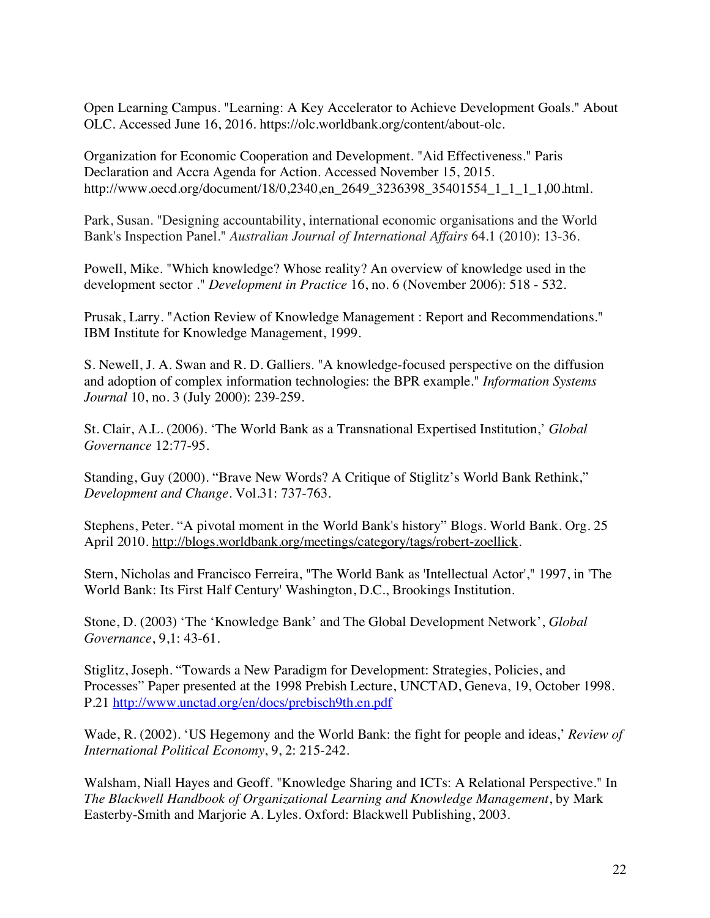Open Learning Campus. "Learning: A Key Accelerator to Achieve Development Goals." About OLC. Accessed June 16, 2016. https://olc.worldbank.org/content/about-olc.

Organization for Economic Cooperation and Development. "Aid Effectiveness." Paris Declaration and Accra Agenda for Action. Accessed November 15, 2015. http://www.oecd.org/document/18/0,2340,en_2649_3236398_35401554_1_1_1_1,00.html.

Park, Susan. "Designing accountability, international economic organisations and the World Bank's Inspection Panel." *Australian Journal of International Affairs* 64.1 (2010): 13-36.

Powell, Mike. "Which knowledge? Whose reality? An overview of knowledge used in the development sector ." *Development in Practice* 16, no. 6 (November 2006): 518 - 532.

Prusak, Larry. "Action Review of Knowledge Management : Report and Recommendations." IBM Institute for Knowledge Management, 1999.

S. Newell, J. A. Swan and R. D. Galliers. "A knowledge-focused perspective on the diffusion and adoption of complex information technologies: the BPR example." *Information Systems Journal* 10, no. 3 (July 2000): 239-259.

St. Clair, A.L. (2006). 'The World Bank as a Transnational Expertised Institution,' *Global Governance* 12:77-95.

Standing, Guy (2000). "Brave New Words? A Critique of Stiglitz's World Bank Rethink," *Development and Change*. Vol.31: 737-763.

Stephens, Peter. "A pivotal moment in the World Bank's history" Blogs. World Bank. Org. 25 April 2010. http://blogs.worldbank.org/meetings/category/tags/robert-zoellick.

Stern, Nicholas and Francisco Ferreira, "The World Bank as 'Intellectual Actor'," 1997, in 'The World Bank: Its First Half Century' Washington, D.C., Brookings Institution.

Stone, D. (2003) 'The 'Knowledge Bank' and The Global Development Network', *Global Governance*, 9,1: 43-61.

Stiglitz, Joseph. "Towards a New Paradigm for Development: Strategies, Policies, and Processes" Paper presented at the 1998 Prebish Lecture, UNCTAD, Geneva, 19, October 1998. P.21 http://www.unctad.org/en/docs/prebisch9th.en.pdf

Wade, R. (2002). 'US Hegemony and the World Bank: the fight for people and ideas,' *Review of International Political Economy*, 9, 2: 215-242.

Walsham, Niall Hayes and Geoff. "Knowledge Sharing and ICTs: A Relational Perspective." In *The Blackwell Handbook of Organizational Learning and Knowledge Management*, by Mark Easterby-Smith and Marjorie A. Lyles. Oxford: Blackwell Publishing, 2003.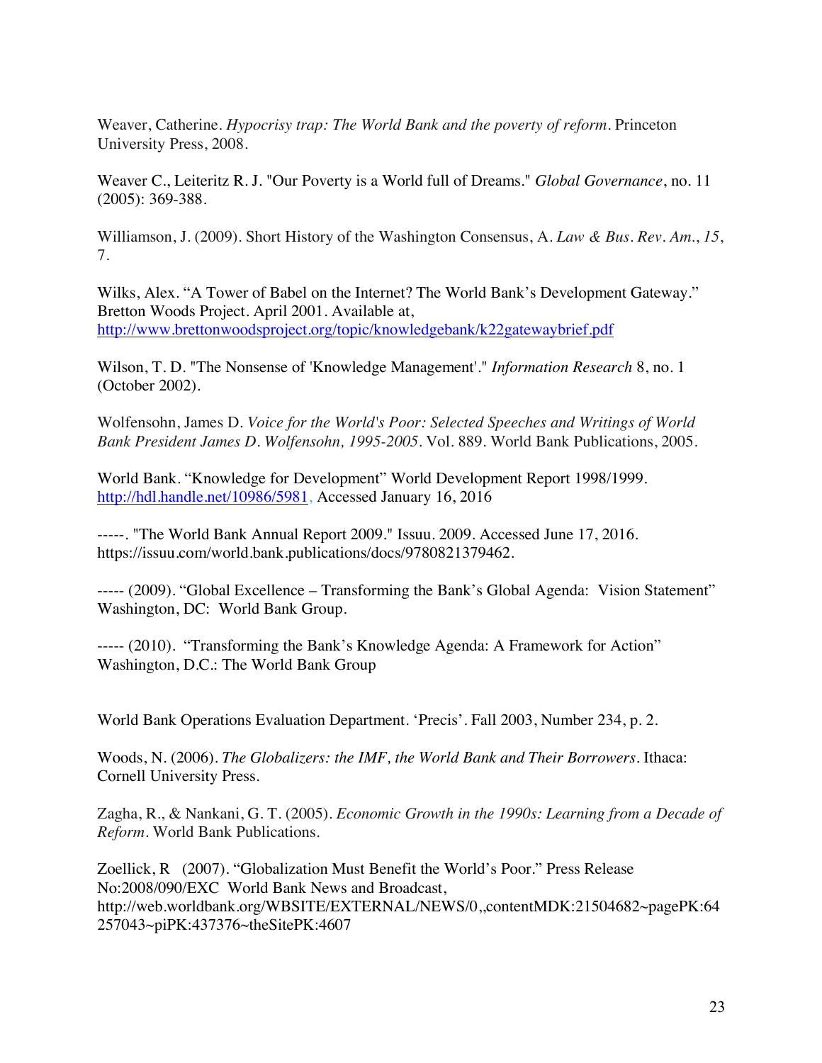Weaver, Catherine. *Hypocrisy trap: The World Bank and the poverty of reform*. Princeton University Press, 2008.

Weaver C., Leiteritz R. J. "Our Poverty is a World full of Dreams." *Global Governance*, no. 11 (2005): 369-388.

Williamson, J. (2009). Short History of the Washington Consensus, A. *Law & Bus. Rev. Am.*, *15*, 7.

Wilks, Alex. "A Tower of Babel on the Internet? The World Bank's Development Gateway." Bretton Woods Project. April 2001. Available at, http://www.brettonwoodsproject.org/topic/knowledgebank/k22gatewaybrief.pdf

Wilson, T. D. "The Nonsense of 'Knowledge Management'." *Information Research* 8, no. 1 (October 2002).

Wolfensohn, James D. *Voice for the World's Poor: Selected Speeches and Writings of World Bank President James D. Wolfensohn, 1995-2005*. Vol. 889. World Bank Publications, 2005.

World Bank. "Knowledge for Development" World Development Report 1998/1999. http://hdl.handle.net/10986/5981, Accessed January 16, 2016

-----. "The World Bank Annual Report 2009." Issuu. 2009. Accessed June 17, 2016. https://issuu.com/world.bank.publications/docs/9780821379462.

----- (2009). "Global Excellence – Transforming the Bank's Global Agenda: Vision Statement" Washington, DC: World Bank Group.

----- (2010). "Transforming the Bank's Knowledge Agenda: A Framework for Action" Washington, D.C.: The World Bank Group

World Bank Operations Evaluation Department. 'Precis'. Fall 2003, Number 234, p. 2.

Woods, N. (2006). *The Globalizers: the IMF, the World Bank and Their Borrowers*. Ithaca: Cornell University Press.

Zagha, R., & Nankani, G. T. (2005). *Economic Growth in the 1990s: Learning from a Decade of Reform*. World Bank Publications.

Zoellick, R (2007). "Globalization Must Benefit the World's Poor." Press Release No:2008/090/EXC World Bank News and Broadcast, http://web.worldbank.org/WBSITE/EXTERNAL/NEWS/0,,contentMDK:21504682~pagePK:64257043~piPK:437376~theSitePK:4607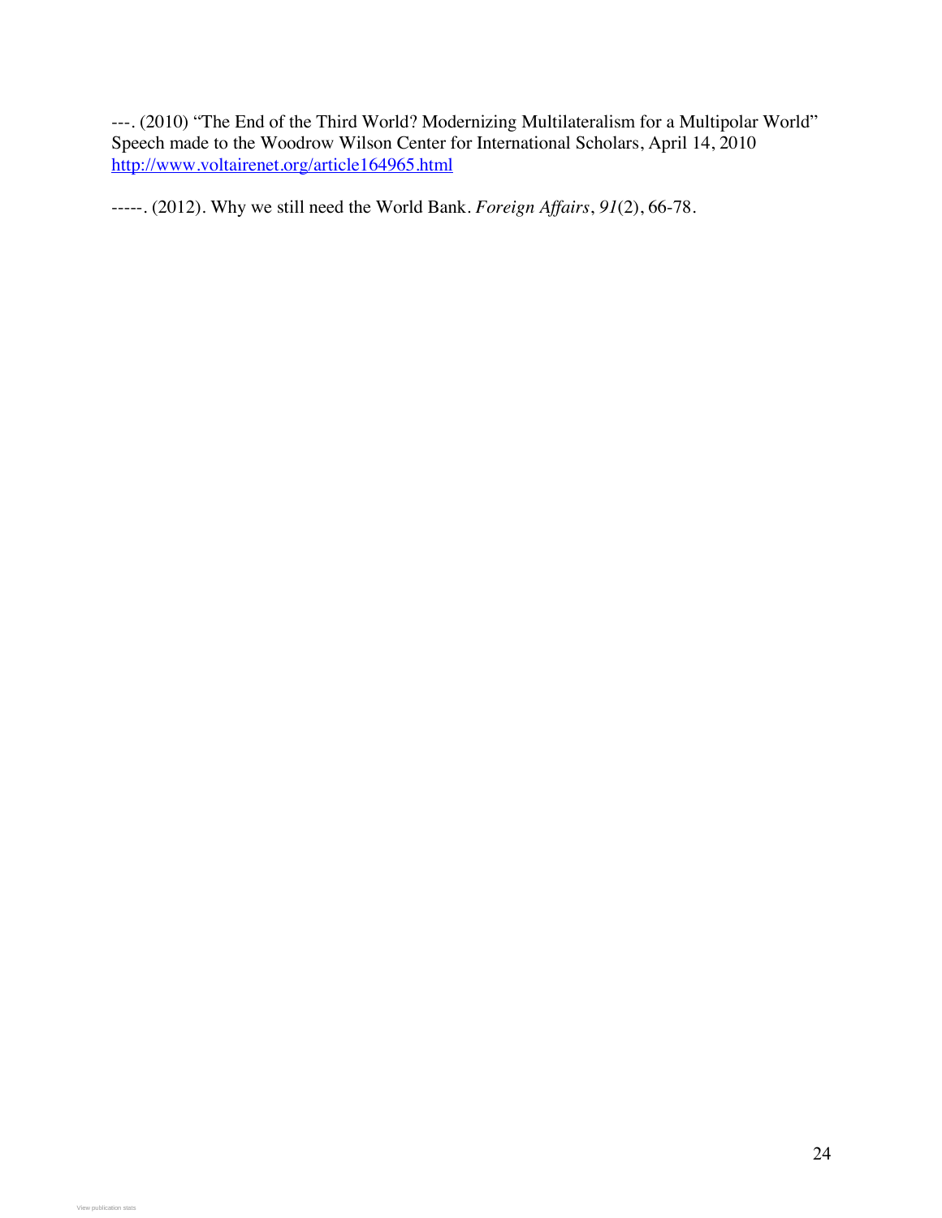---. (2010) "The End of the Third World? Modernizing Multilateralism for a Multipolar World" Speech made to the Woodrow Wilson Center for International Scholars, April 14, 2010 http://www.voltairenet.org/article164965.html

-----. (2012). Why we still need the World Bank. *Foreign Affairs*, *91*(2), 66-78.